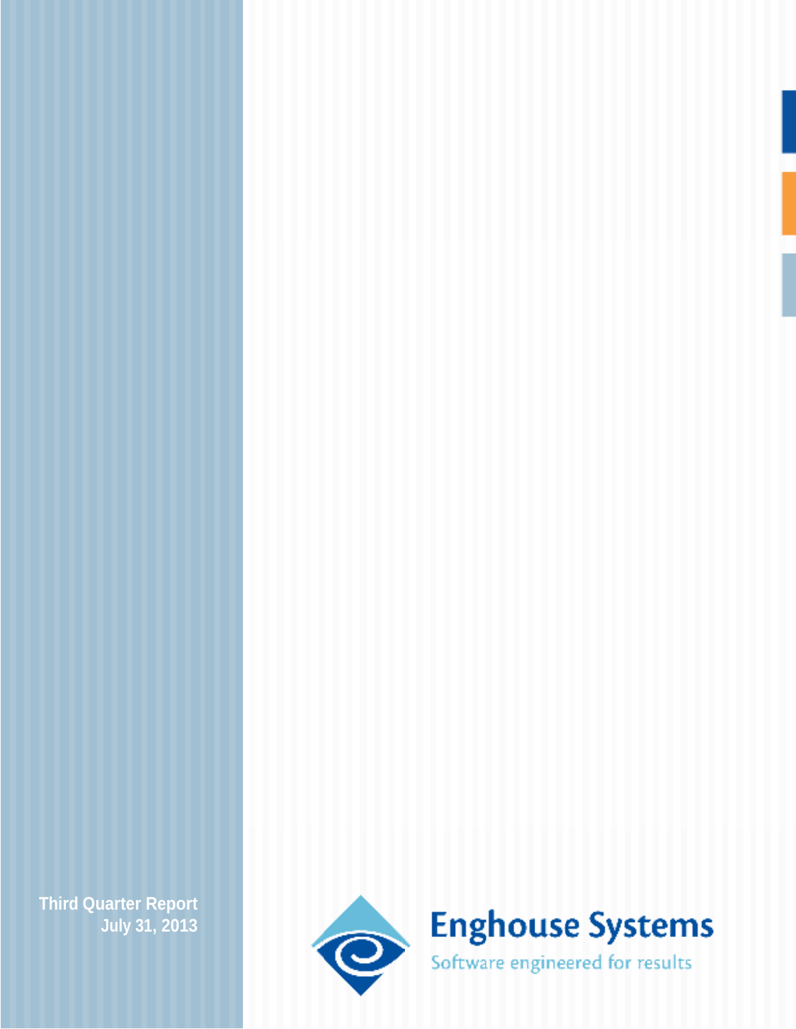**Third Quarter Report**
**July 31, 2013**

# Enghouse Systems

Software engineered for results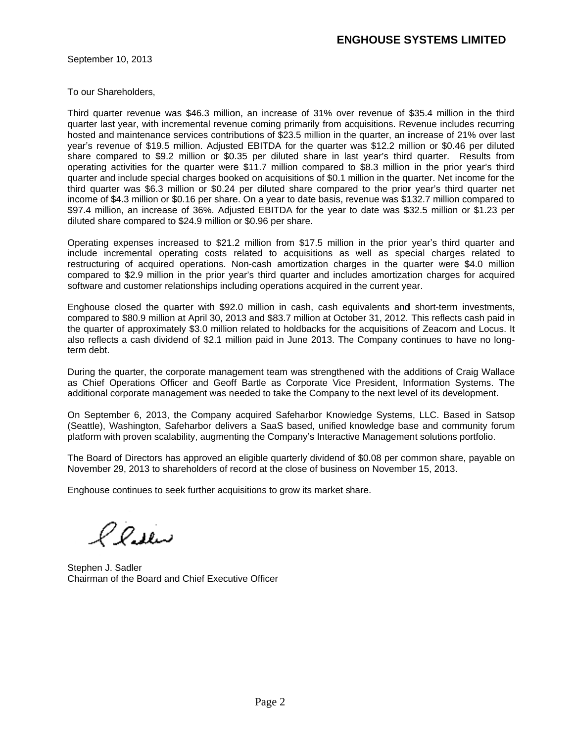# ENGHOUSE SYSTEMS LIMITED

September 10, 2013

To our Shareholders,

Third quarter revenue was $46.3 million, an increase of 31% over revenue of $35.4 million in the third quarter last year, with incremental revenue coming primarily from acquisitions. Revenue includes recurring hosted and maintenance services contributions of $23.5 million in the quarter, an increase of 21% over last year's revenue of $19.5 million. Adjusted EBITDA for the quarter was $12.2 million or $0.46 per diluted share compared to $9.2 million or $0.35 per diluted share in last year's third quarter. Results from operating activities for the quarter were $11.7 million compared to $8.3 million in the prior year's third quarter and include special charges booked on acquisitions of $0.1 million in the quarter. Net income for the third quarter was $6.3 million or $0.24 per diluted share compared to the prior year's third quarter net income of $4.3 million or $0.16 per share. On a year to date basis, revenue was $132.7 million compared to $97.4 million, an increase of 36%. Adjusted EBITDA for the year to date was $32.5 million or $1.23 per diluted share compared to $24.9 million or $0.96 per share.

Operating expenses increased to $21.2 million from $17.5 million in the prior year's third quarter and include incremental operating costs related to acquisitions as well as special charges related to restructuring of acquired operations. Non-cash amortization charges in the quarter were $4.0 million compared to $2.9 million in the prior year's third quarter and includes amortization charges for acquired software and customer relationships including operations acquired in the current year.

Enghouse closed the quarter with $92.0 million in cash, cash equivalents and short-term investments, compared to $80.9 million at April 30, 2013 and $83.7 million at October 31, 2012. This reflects cash paid in the quarter of approximately $3.0 million related to holdbacks for the acquisitions of Zeacom and Locus. It also reflects a cash dividend of $2.1 million paid in June 2013. The Company continues to have no long-term debt.

During the quarter, the corporate management team was strengthened with the additions of Craig Wallace as Chief Operations Officer and Geoff Bartle as Corporate Vice President, Information Systems. The additional corporate management was needed to take the Company to the next level of its development.

On September 6, 2013, the Company acquired Safeharbor Knowledge Systems, LLC. Based in Satsop (Seattle), Washington, Safeharbor delivers a SaaS based, unified knowledge base and community forum platform with proven scalability, augmenting the Company's Interactive Management solutions portfolio.

The Board of Directors has approved an eligible quarterly dividend of $0.08 per common share, payable on November 29, 2013 to shareholders of record at the close of business on November 15, 2013.

Enghouse continues to seek further acquisitions to grow its market share.

Stephen J. Sadler
Chairman of the Board and Chief Executive Officer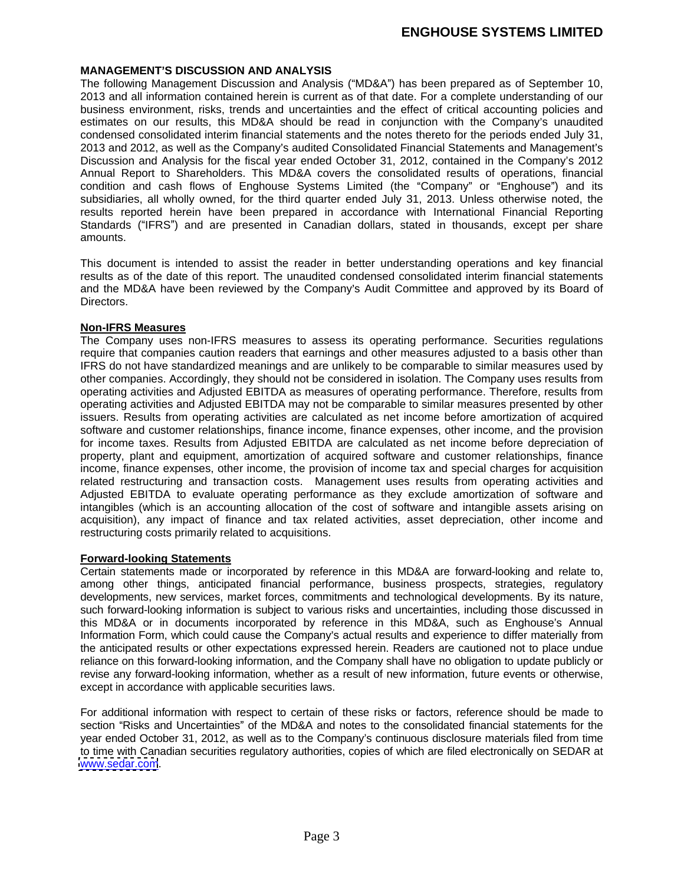**MANAGEMENT'S DISCUSSION AND ANALYSIS**

The following Management Discussion and Analysis ("MD&A") has been prepared as of September 10, 2013 and all information contained herein is current as of that date. For a complete understanding of our business environment, risks, trends and uncertainties and the effect of critical accounting policies and estimates on our results, this MD&A should be read in conjunction with the Company's unaudited condensed consolidated interim financial statements and the notes thereto for the periods ended July 31, 2013 and 2012, as well as the Company's audited Consolidated Financial Statements and Management's Discussion and Analysis for the fiscal year ended October 31, 2012, contained in the Company's 2012 Annual Report to Shareholders. This MD&A covers the consolidated results of operations, financial condition and cash flows of Enghouse Systems Limited (the "Company" or "Enghouse") and its subsidiaries, all wholly owned, for the third quarter ended July 31, 2013. Unless otherwise noted, the results reported herein have been prepared in accordance with International Financial Reporting Standards ("IFRS") and are presented in Canadian dollars, stated in thousands, except per share amounts.

This document is intended to assist the reader in better understanding operations and key financial results as of the date of this report. The unaudited condensed consolidated interim financial statements and the MD&A have been reviewed by the Company's Audit Committee and approved by its Board of Directors.

**Non-IFRS Measures**

The Company uses non-IFRS measures to assess its operating performance. Securities regulations require that companies caution readers that earnings and other measures adjusted to a basis other than IFRS do not have standardized meanings and are unlikely to be comparable to similar measures used by other companies. Accordingly, they should not be considered in isolation. The Company uses results from operating activities and Adjusted EBITDA as measures of operating performance. Therefore, results from operating activities and Adjusted EBITDA may not be comparable to similar measures presented by other issuers. Results from operating activities are calculated as net income before amortization of acquired software and customer relationships, finance income, finance expenses, other income, and the provision for income taxes. Results from Adjusted EBITDA are calculated as net income before depreciation of property, plant and equipment, amortization of acquired software and customer relationships, finance income, finance expenses, other income, the provision of income tax and special charges for acquisition related restructuring and transaction costs. Management uses results from operating activities and Adjusted EBITDA to evaluate operating performance as they exclude amortization of software and intangibles (which is an accounting allocation of the cost of software and intangible assets arising on acquisition), any impact of finance and tax related activities, asset depreciation, other income and restructuring costs primarily related to acquisitions.

**Forward-looking Statements**

Certain statements made or incorporated by reference in this MD&A are forward-looking and relate to, among other things, anticipated financial performance, business prospects, strategies, regulatory developments, new services, market forces, commitments and technological developments. By its nature, such forward-looking information is subject to various risks and uncertainties, including those discussed in this MD&A or in documents incorporated by reference in this MD&A, such as Enghouse's Annual Information Form, which could cause the Company's actual results and experience to differ materially from the anticipated results or other expectations expressed herein. Readers are cautioned not to place undue reliance on this forward-looking information, and the Company shall have no obligation to update publicly or revise any forward-looking information, whether as a result of new information, future events or otherwise, except in accordance with applicable securities laws.

For additional information with respect to certain of these risks or factors, reference should be made to section "Risks and Uncertainties" of the MD&A and notes to the consolidated financial statements for the year ended October 31, 2012, as well as to the Company's continuous disclosure materials filed from time to time with Canadian securities regulatory authorities, copies of which are filed electronically on SEDAR at www.sedar.com.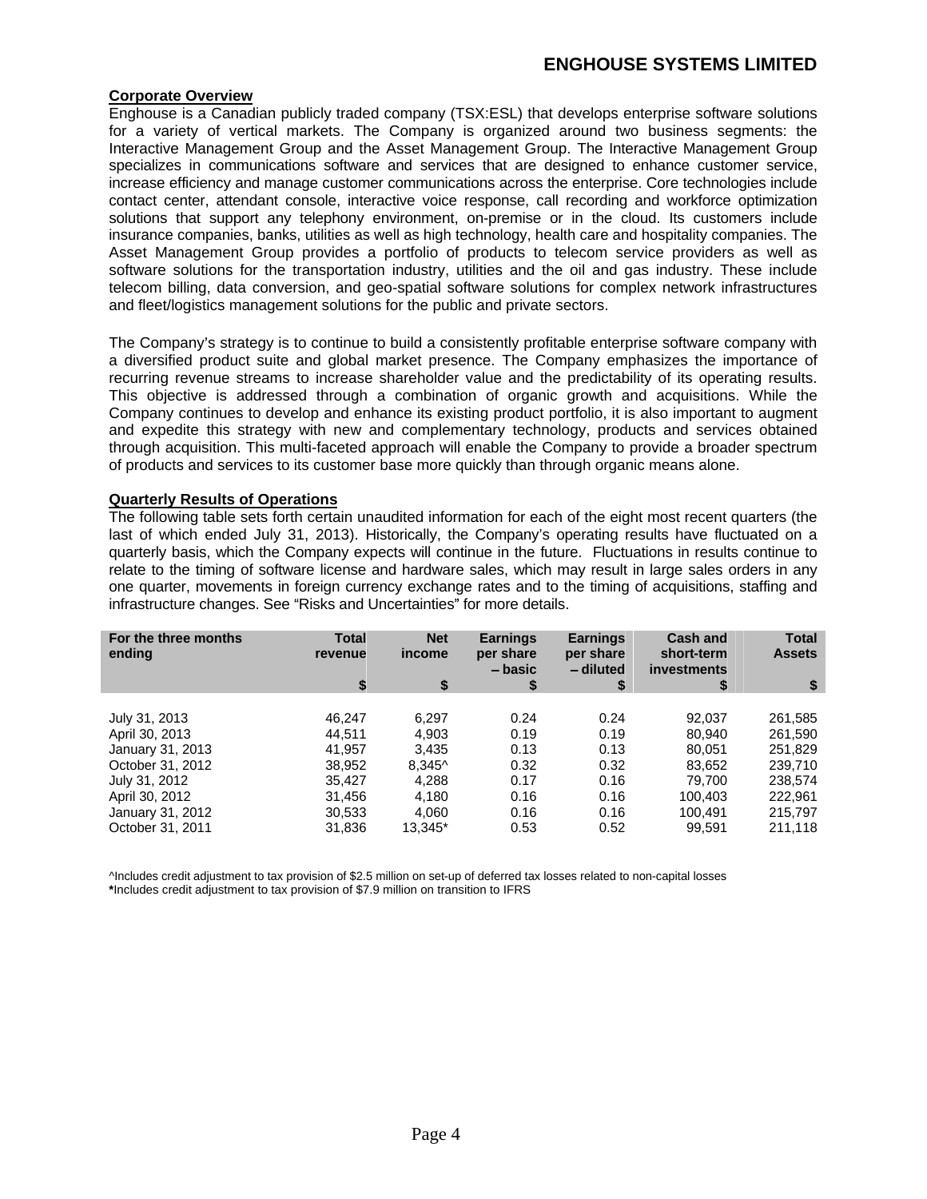## Corporate Overview

Enghouse is a Canadian publicly traded company (TSX:ESL) that develops enterprise software solutions for a variety of vertical markets. The Company is organized around two business segments: the Interactive Management Group and the Asset Management Group. The Interactive Management Group specializes in communications software and services that are designed to enhance customer service, increase efficiency and manage customer communications across the enterprise. Core technologies include contact center, attendant console, interactive voice response, call recording and workforce optimization solutions that support any telephony environment, on-premise or in the cloud. Its customers include insurance companies, banks, utilities as well as high technology, health care and hospitality companies. The Asset Management Group provides a portfolio of products to telecom service providers as well as software solutions for the transportation industry, utilities and the oil and gas industry. These include telecom billing, data conversion, and geo-spatial software solutions for complex network infrastructures and fleet/logistics management solutions for the public and private sectors.

The Company's strategy is to continue to build a consistently profitable enterprise software company with a diversified product suite and global market presence. The Company emphasizes the importance of recurring revenue streams to increase shareholder value and the predictability of its operating results. This objective is addressed through a combination of organic growth and acquisitions. While the Company continues to develop and enhance its existing product portfolio, it is also important to augment and expedite this strategy with new and complementary technology, products and services obtained through acquisition. This multi-faceted approach will enable the Company to provide a broader spectrum of products and services to its customer base more quickly than through organic means alone.

## Quarterly Results of Operations

The following table sets forth certain unaudited information for each of the eight most recent quarters (the last of which ended July 31, 2013). Historically, the Company's operating results have fluctuated on a quarterly basis, which the Company expects will continue in the future. Fluctuations in results continue to relate to the timing of software license and hardware sales, which may result in large sales orders in any one quarter, movements in foreign currency exchange rates and to the timing of acquisitions, staffing and infrastructure changes. See "Risks and Uncertainties" for more details.

| For the three months ending | Total revenue $ | Net income $ | Earnings per share – basic $ | Earnings per share – diluted $ | Cash and short-term investments $ | Total Assets $ |
|---|---|---|---|---|---|---|
| July 31, 2013 | 46,247 | 6,297 | 0.24 | 0.24 | 92,037 | 261,585 |
| April 30, 2013 | 44,511 | 4,903 | 0.19 | 0.19 | 80,940 | 261,590 |
| January 31, 2013 | 41,957 | 3,435 | 0.13 | 0.13 | 80,051 | 251,829 |
| October 31, 2012 | 38,952 | 8,345^ | 0.32 | 0.32 | 83,652 | 239,710 |
| July 31, 2012 | 35,427 | 4,288 | 0.17 | 0.16 | 79,700 | 238,574 |
| April 30, 2012 | 31,456 | 4,180 | 0.16 | 0.16 | 100,403 | 222,961 |
| January 31, 2012 | 30,533 | 4,060 | 0.16 | 0.16 | 100,491 | 215,797 |
| October 31, 2011 | 31,836 | 13,345* | 0.53 | 0.52 | 99,591 | 211,118 |

^Includes credit adjustment to tax provision of $2.5 million on set-up of deferred tax losses related to non-capital losses

*Includes credit adjustment to tax provision of $7.9 million on transition to IFRS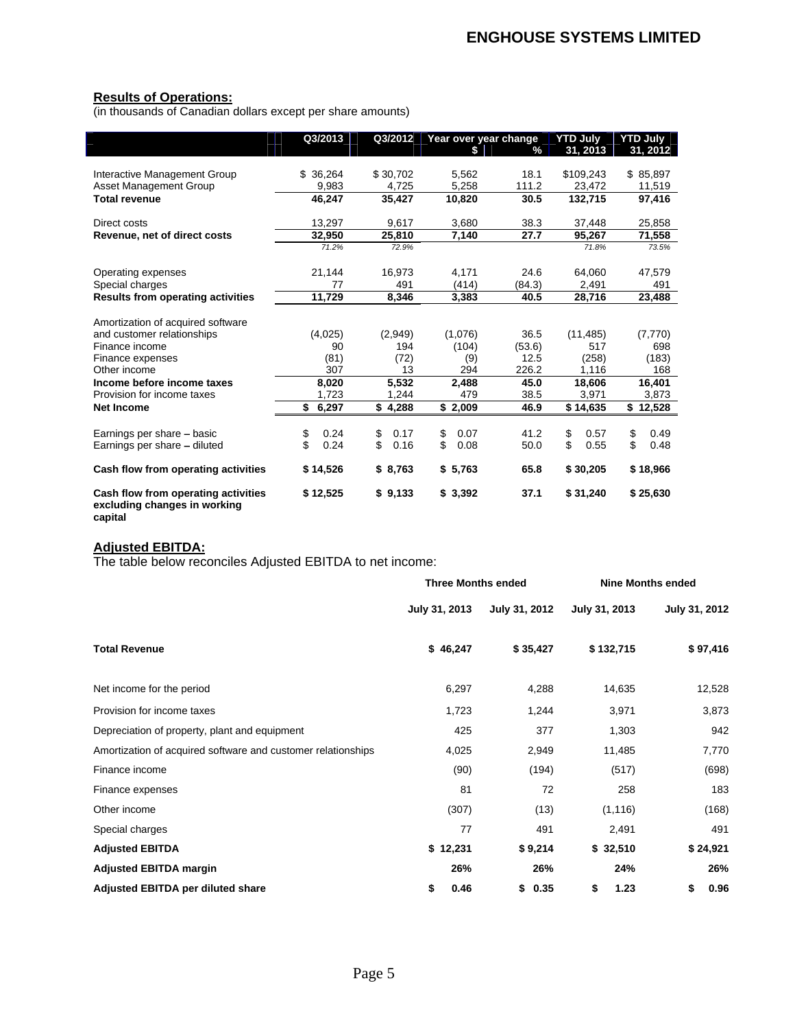**Results of Operations:**
(in thousands of Canadian dollars except per share amounts)

| | Q3/2013 | Q3/2012 | Year over year change $ | Year over year change % | YTD July 31, 2013 | YTD July 31, 2012 |
|---|---|---|---|---|---|---|
| Interactive Management Group | $ 36,264 | $ 30,702 | 5,562 | 18.1 | $109,243 | $ 85,897 |
| Asset Management Group | 9,983 | 4,725 | 5,258 | 111.2 | 23,472 | 11,519 |
| **Total revenue** | **46,247** | **35,427** | **10,820** | **30.5** | **132,715** | **97,416** |
| Direct costs | 13,297 | 9,617 | 3,680 | 38.3 | 37,448 | 25,858 |
| **Revenue, net of direct costs** | **32,950** | **25,810** | **7,140** | **27.7** | **95,267** | **71,558** |
| | *71.2%* | *72.9%* | | | *71.8%* | *73.5%* |
| Operating expenses | 21,144 | 16,973 | 4,171 | 24.6 | 64,060 | 47,579 |
| Special charges | 77 | 491 | (414) | (84.3) | 2,491 | 491 |
| **Results from operating activities** | **11,729** | **8,346** | **3,383** | **40.5** | **28,716** | **23,488** |
| Amortization of acquired software and customer relationships | (4,025) | (2,949) | (1,076) | 36.5 | (11,485) | (7,770) |
| Finance income | 90 | 194 | (104) | (53.6) | 517 | 698 |
| Finance expenses | (81) | (72) | (9) | 12.5 | (258) | (183) |
| Other income | 307 | 13 | 294 | 226.2 | 1,116 | 168 |
| **Income before income taxes** | **8,020** | **5,532** | **2,488** | **45.0** | **18,606** | **16,401** |
| Provision for income taxes | 1,723 | 1,244 | 479 | 38.5 | 3,971 | 3,873 |
| **Net Income** | **$ 6,297** | **$ 4,288** | **$ 2,009** | **46.9** | **$ 14,635** | **$ 12,528** |
| Earnings per share – basic | $ 0.24 | $ 0.17 | $ 0.07 | 41.2 | $ 0.57 | $ 0.49 |
| Earnings per share – diluted | $ 0.24 | $ 0.16 | $ 0.08 | 50.0 | $ 0.55 | $ 0.48 |
| **Cash flow from operating activities** | **$ 14,526** | **$ 8,763** | **$ 5,763** | **65.8** | **$ 30,205** | **$ 18,966** |
| **Cash flow from operating activities excluding changes in working capital** | **$ 12,525** | **$ 9,133** | **$ 3,392** | **37.1** | **$ 31,240** | **$ 25,630** |

**Adjusted EBITDA:**

The table below reconciles Adjusted EBITDA to net income:

| | Three Months ended | | Nine Months ended | |
|---|---|---|---|---|
| | **July 31, 2013** | **July 31, 2012** | **July 31, 2013** | **July 31, 2012** |
| **Total Revenue** | **$ 46,247** | **$ 35,427** | **$ 132,715** | **$ 97,416** |
| Net income for the period | 6,297 | 4,288 | 14,635 | 12,528 |
| Provision for income taxes | 1,723 | 1,244 | 3,971 | 3,873 |
| Depreciation of property, plant and equipment | 425 | 377 | 1,303 | 942 |
| Amortization of acquired software and customer relationships | 4,025 | 2,949 | 11,485 | 7,770 |
| Finance income | (90) | (194) | (517) | (698) |
| Finance expenses | 81 | 72 | 258 | 183 |
| Other income | (307) | (13) | (1,116) | (168) |
| Special charges | 77 | 491 | 2,491 | 491 |
| **Adjusted EBITDA** | **$ 12,231** | **$ 9,214** | **$ 32,510** | **$ 24,921** |
| **Adjusted EBITDA margin** | **26%** | **26%** | **24%** | **26%** |
| **Adjusted EBITDA per diluted share** | **$ 0.46** | **$ 0.35** | **$ 1.23** | **$ 0.96** |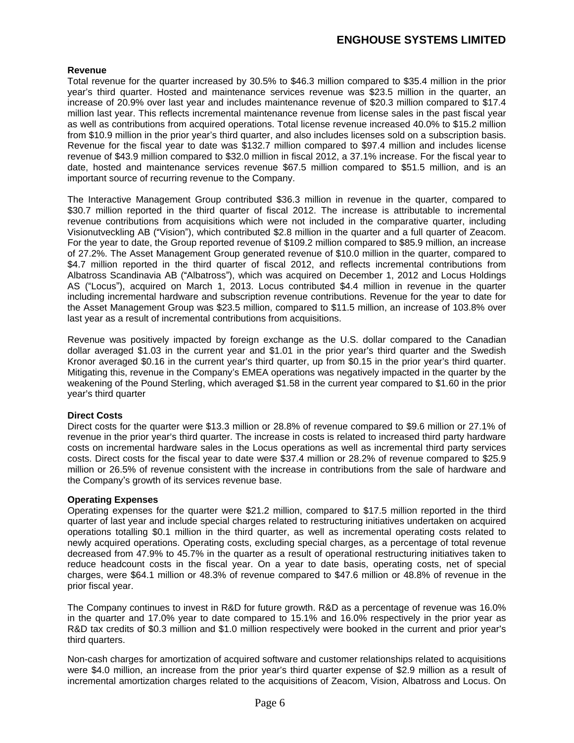**Revenue**

Total revenue for the quarter increased by 30.5% to $46.3 million compared to $35.4 million in the prior year's third quarter. Hosted and maintenance services revenue was $23.5 million in the quarter, an increase of 20.9% over last year and includes maintenance revenue of $20.3 million compared to $17.4 million last year. This reflects incremental maintenance revenue from license sales in the past fiscal year as well as contributions from acquired operations. Total license revenue increased 40.0% to $15.2 million from $10.9 million in the prior year's third quarter, and also includes licenses sold on a subscription basis. Revenue for the fiscal year to date was $132.7 million compared to $97.4 million and includes license revenue of $43.9 million compared to $32.0 million in fiscal 2012, a 37.1% increase. For the fiscal year to date, hosted and maintenance services revenue $67.5 million compared to $51.5 million, and is an important source of recurring revenue to the Company.

The Interactive Management Group contributed $36.3 million in revenue in the quarter, compared to $30.7 million reported in the third quarter of fiscal 2012. The increase is attributable to incremental revenue contributions from acquisitions which were not included in the comparative quarter, including Visionutveckling AB ("Vision"), which contributed $2.8 million in the quarter and a full quarter of Zeacom. For the year to date, the Group reported revenue of $109.2 million compared to $85.9 million, an increase of 27.2%. The Asset Management Group generated revenue of $10.0 million in the quarter, compared to $4.7 million reported in the third quarter of fiscal 2012, and reflects incremental contributions from Albatross Scandinavia AB ("Albatross"), which was acquired on December 1, 2012 and Locus Holdings AS ("Locus"), acquired on March 1, 2013. Locus contributed $4.4 million in revenue in the quarter including incremental hardware and subscription revenue contributions. Revenue for the year to date for the Asset Management Group was $23.5 million, compared to $11.5 million, an increase of 103.8% over last year as a result of incremental contributions from acquisitions.

Revenue was positively impacted by foreign exchange as the U.S. dollar compared to the Canadian dollar averaged $1.03 in the current year and $1.01 in the prior year's third quarter and the Swedish Kronor averaged $0.16 in the current year's third quarter, up from $0.15 in the prior year's third quarter. Mitigating this, revenue in the Company's EMEA operations was negatively impacted in the quarter by the weakening of the Pound Sterling, which averaged $1.58 in the current year compared to $1.60 in the prior year's third quarter

**Direct Costs**

Direct costs for the quarter were $13.3 million or 28.8% of revenue compared to $9.6 million or 27.1% of revenue in the prior year's third quarter. The increase in costs is related to increased third party hardware costs on incremental hardware sales in the Locus operations as well as incremental third party services costs. Direct costs for the fiscal year to date were $37.4 million or 28.2% of revenue compared to $25.9 million or 26.5% of revenue consistent with the increase in contributions from the sale of hardware and the Company's growth of its services revenue base.

**Operating Expenses**

Operating expenses for the quarter were $21.2 million, compared to $17.5 million reported in the third quarter of last year and include special charges related to restructuring initiatives undertaken on acquired operations totalling $0.1 million in the third quarter, as well as incremental operating costs related to newly acquired operations. Operating costs, excluding special charges, as a percentage of total revenue decreased from 47.9% to 45.7% in the quarter as a result of operational restructuring initiatives taken to reduce headcount costs in the fiscal year. On a year to date basis, operating costs, net of special charges, were $64.1 million or 48.3% of revenue compared to $47.6 million or 48.8% of revenue in the prior fiscal year.

The Company continues to invest in R&D for future growth. R&D as a percentage of revenue was 16.0% in the quarter and 17.0% year to date compared to 15.1% and 16.0% respectively in the prior year as R&D tax credits of $0.3 million and $1.0 million respectively were booked in the current and prior year's third quarters.

Non-cash charges for amortization of acquired software and customer relationships related to acquisitions were $4.0 million, an increase from the prior year's third quarter expense of $2.9 million as a result of incremental amortization charges related to the acquisitions of Zeacom, Vision, Albatross and Locus. On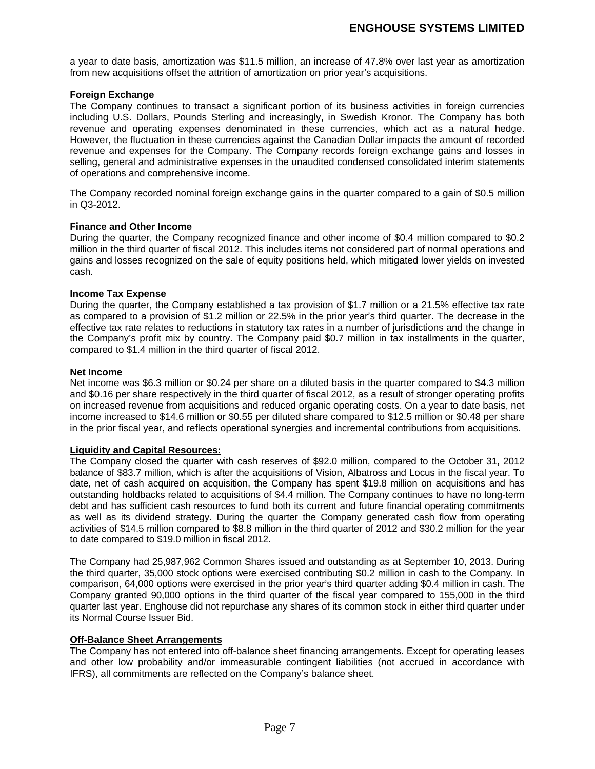a year to date basis, amortization was $11.5 million, an increase of 47.8% over last year as amortization from new acquisitions offset the attrition of amortization on prior year's acquisitions.

**Foreign Exchange**

The Company continues to transact a significant portion of its business activities in foreign currencies including U.S. Dollars, Pounds Sterling and increasingly, in Swedish Kronor. The Company has both revenue and operating expenses denominated in these currencies, which act as a natural hedge. However, the fluctuation in these currencies against the Canadian Dollar impacts the amount of recorded revenue and expenses for the Company. The Company records foreign exchange gains and losses in selling, general and administrative expenses in the unaudited condensed consolidated interim statements of operations and comprehensive income.

The Company recorded nominal foreign exchange gains in the quarter compared to a gain of $0.5 million in Q3-2012.

**Finance and Other Income**

During the quarter, the Company recognized finance and other income of $0.4 million compared to $0.2 million in the third quarter of fiscal 2012. This includes items not considered part of normal operations and gains and losses recognized on the sale of equity positions held, which mitigated lower yields on invested cash.

**Income Tax Expense**

During the quarter, the Company established a tax provision of $1.7 million or a 21.5% effective tax rate as compared to a provision of $1.2 million or 22.5% in the prior year's third quarter. The decrease in the effective tax rate relates to reductions in statutory tax rates in a number of jurisdictions and the change in the Company's profit mix by country. The Company paid $0.7 million in tax installments in the quarter, compared to $1.4 million in the third quarter of fiscal 2012.

**Net Income**

Net income was $6.3 million or $0.24 per share on a diluted basis in the quarter compared to $4.3 million and $0.16 per share respectively in the third quarter of fiscal 2012, as a result of stronger operating profits on increased revenue from acquisitions and reduced organic operating costs. On a year to date basis, net income increased to $14.6 million or $0.55 per diluted share compared to $12.5 million or $0.48 per share in the prior fiscal year, and reflects operational synergies and incremental contributions from acquisitions.

**Liquidity and Capital Resources:**

The Company closed the quarter with cash reserves of $92.0 million, compared to the October 31, 2012 balance of $83.7 million, which is after the acquisitions of Vision, Albatross and Locus in the fiscal year. To date, net of cash acquired on acquisition, the Company has spent $19.8 million on acquisitions and has outstanding holdbacks related to acquisitions of $4.4 million. The Company continues to have no long-term debt and has sufficient cash resources to fund both its current and future financial operating commitments as well as its dividend strategy. During the quarter the Company generated cash flow from operating activities of $14.5 million compared to $8.8 million in the third quarter of 2012 and $30.2 million for the year to date compared to $19.0 million in fiscal 2012.

The Company had 25,987,962 Common Shares issued and outstanding as at September 10, 2013. During the third quarter, 35,000 stock options were exercised contributing $0.2 million in cash to the Company. In comparison, 64,000 options were exercised in the prior year's third quarter adding $0.4 million in cash. The Company granted 90,000 options in the third quarter of the fiscal year compared to 155,000 in the third quarter last year. Enghouse did not repurchase any shares of its common stock in either third quarter under its Normal Course Issuer Bid.

**Off-Balance Sheet Arrangements**

The Company has not entered into off-balance sheet financing arrangements. Except for operating leases and other low probability and/or immeasurable contingent liabilities (not accrued in accordance with IFRS), all commitments are reflected on the Company's balance sheet.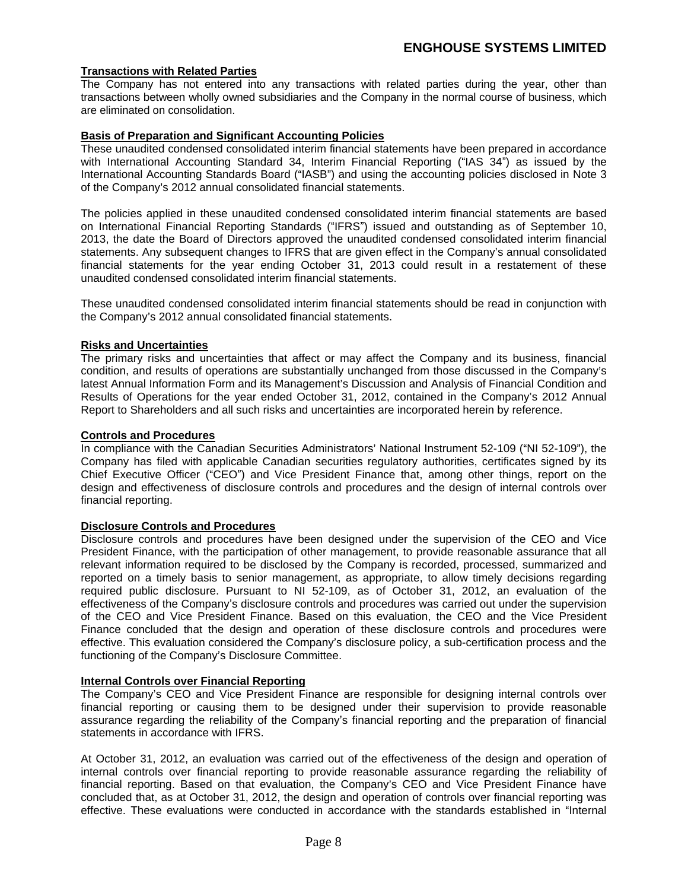## Transactions with Related Parties

The Company has not entered into any transactions with related parties during the year, other than transactions between wholly owned subsidiaries and the Company in the normal course of business, which are eliminated on consolidation.

## Basis of Preparation and Significant Accounting Policies

These unaudited condensed consolidated interim financial statements have been prepared in accordance with International Accounting Standard 34, Interim Financial Reporting ("IAS 34") as issued by the International Accounting Standards Board ("IASB") and using the accounting policies disclosed in Note 3 of the Company's 2012 annual consolidated financial statements.

The policies applied in these unaudited condensed consolidated interim financial statements are based on International Financial Reporting Standards ("IFRS") issued and outstanding as of September 10, 2013, the date the Board of Directors approved the unaudited condensed consolidated interim financial statements. Any subsequent changes to IFRS that are given effect in the Company's annual consolidated financial statements for the year ending October 31, 2013 could result in a restatement of these unaudited condensed consolidated interim financial statements.

These unaudited condensed consolidated interim financial statements should be read in conjunction with the Company's 2012 annual consolidated financial statements.

## Risks and Uncertainties

The primary risks and uncertainties that affect or may affect the Company and its business, financial condition, and results of operations are substantially unchanged from those discussed in the Company's latest Annual Information Form and its Management's Discussion and Analysis of Financial Condition and Results of Operations for the year ended October 31, 2012, contained in the Company's 2012 Annual Report to Shareholders and all such risks and uncertainties are incorporated herein by reference.

## Controls and Procedures

In compliance with the Canadian Securities Administrators' National Instrument 52-109 ("NI 52-109"), the Company has filed with applicable Canadian securities regulatory authorities, certificates signed by its Chief Executive Officer ("CEO") and Vice President Finance that, among other things, report on the design and effectiveness of disclosure controls and procedures and the design of internal controls over financial reporting.

## Disclosure Controls and Procedures

Disclosure controls and procedures have been designed under the supervision of the CEO and Vice President Finance, with the participation of other management, to provide reasonable assurance that all relevant information required to be disclosed by the Company is recorded, processed, summarized and reported on a timely basis to senior management, as appropriate, to allow timely decisions regarding required public disclosure. Pursuant to NI 52-109, as of October 31, 2012, an evaluation of the effectiveness of the Company's disclosure controls and procedures was carried out under the supervision of the CEO and Vice President Finance. Based on this evaluation, the CEO and the Vice President Finance concluded that the design and operation of these disclosure controls and procedures were effective. This evaluation considered the Company's disclosure policy, a sub-certification process and the functioning of the Company's Disclosure Committee.

## Internal Controls over Financial Reporting

The Company's CEO and Vice President Finance are responsible for designing internal controls over financial reporting or causing them to be designed under their supervision to provide reasonable assurance regarding the reliability of the Company's financial reporting and the preparation of financial statements in accordance with IFRS.

At October 31, 2012, an evaluation was carried out of the effectiveness of the design and operation of internal controls over financial reporting to provide reasonable assurance regarding the reliability of financial reporting. Based on that evaluation, the Company's CEO and Vice President Finance have concluded that, as at October 31, 2012, the design and operation of controls over financial reporting was effective. These evaluations were conducted in accordance with the standards established in "Internal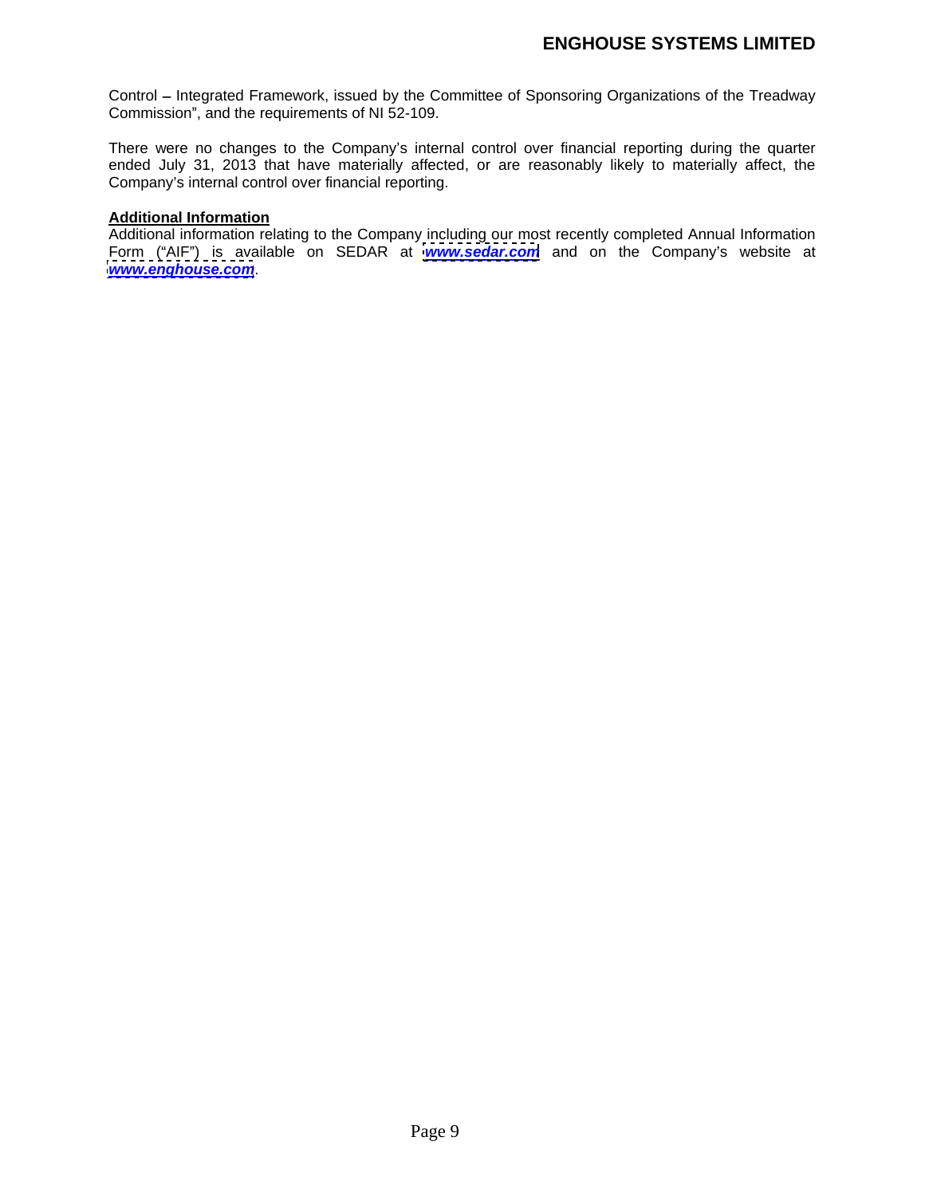Control – Integrated Framework, issued by the Committee of Sponsoring Organizations of the Treadway Commission", and the requirements of NI 52-109.

There were no changes to the Company's internal control over financial reporting during the quarter ended July 31, 2013 that have materially affected, or are reasonably likely to materially affect, the Company's internal control over financial reporting.

**Additional Information**

Additional information relating to the Company including our most recently completed Annual Information Form ("AIF") is available on SEDAR at ***www.sedar.com*** and on the Company's website at ***www.enghouse.com***.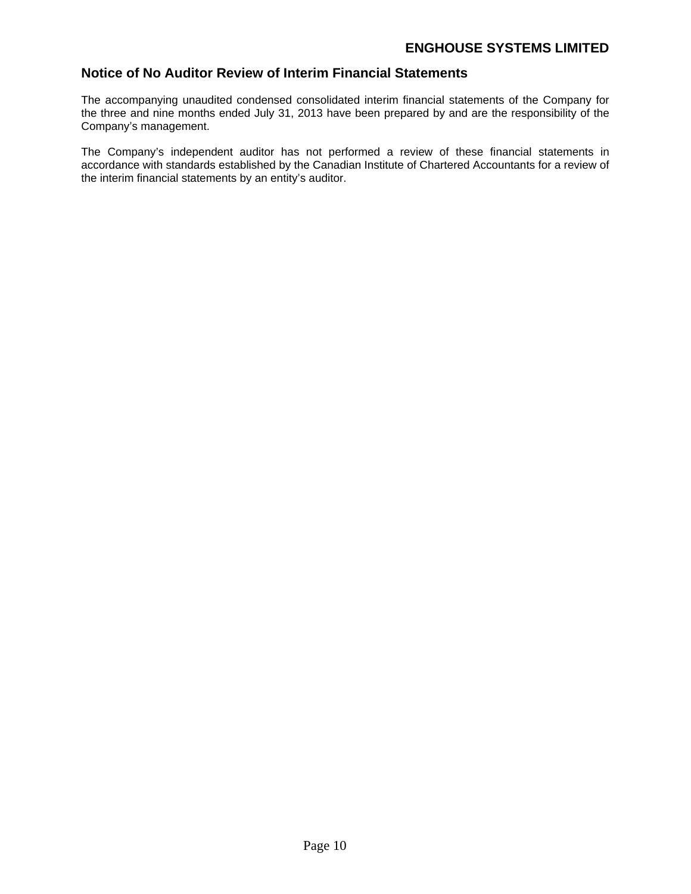## Notice of No Auditor Review of Interim Financial Statements

The accompanying unaudited condensed consolidated interim financial statements of the Company for the three and nine months ended July 31, 2013 have been prepared by and are the responsibility of the Company's management.

The Company's independent auditor has not performed a review of these financial statements in accordance with standards established by the Canadian Institute of Chartered Accountants for a review of the interim financial statements by an entity's auditor.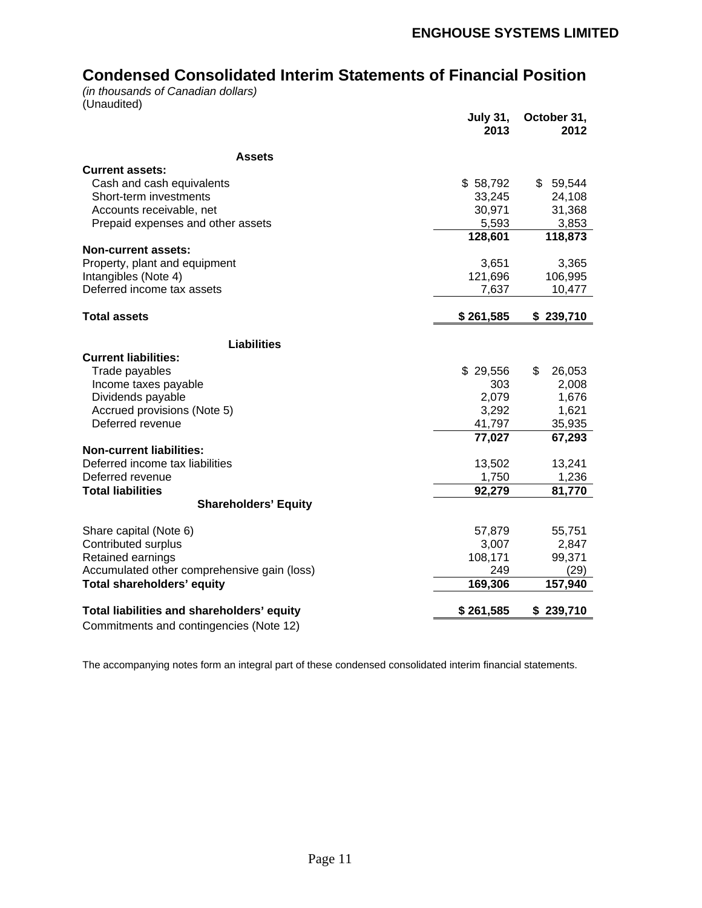## ENGHOUSE SYSTEMS LIMITED

# Condensed Consolidated Interim Statements of Financial Position

*(in thousands of Canadian dollars)*
(Unaudited)

| | July 31, 2013 | October 31, 2012 |
|---|---|---|
| **Assets** | | |
| **Current assets:** | | |
| Cash and cash equivalents | $ 58,792 | $ 59,544 |
| Short-term investments | 33,245 | 24,108 |
| Accounts receivable, net | 30,971 | 31,368 |
| Prepaid expenses and other assets | 5,593 | 3,853 |
| | **128,601** | **118,873** |
| **Non-current assets:** | | |
| Property, plant and equipment | 3,651 | 3,365 |
| Intangibles (Note 4) | 121,696 | 106,995 |
| Deferred income tax assets | 7,637 | 10,477 |
| **Total assets** | **$ 261,585** | **$ 239,710** |
| **Liabilities** | | |
| **Current liabilities:** | | |
| Trade payables | $ 29,556 | $ 26,053 |
| Income taxes payable | 303 | 2,008 |
| Dividends payable | 2,079 | 1,676 |
| Accrued provisions (Note 5) | 3,292 | 1,621 |
| Deferred revenue | 41,797 | 35,935 |
| | **77,027** | **67,293** |
| **Non-current liabilities:** | | |
| Deferred income tax liabilities | 13,502 | 13,241 |
| Deferred revenue | 1,750 | 1,236 |
| **Total liabilities** | **92,279** | **81,770** |
| **Shareholders' Equity** | | |
| Share capital (Note 6) | 57,879 | 55,751 |
| Contributed surplus | 3,007 | 2,847 |
| Retained earnings | 108,171 | 99,371 |
| Accumulated other comprehensive gain (loss) | 249 | (29) |
| **Total shareholders' equity** | **169,306** | **157,940** |
| **Total liabilities and shareholders' equity** | **$ 261,585** | **$ 239,710** |

Commitments and contingencies (Note 12)

The accompanying notes form an integral part of these condensed consolidated interim financial statements.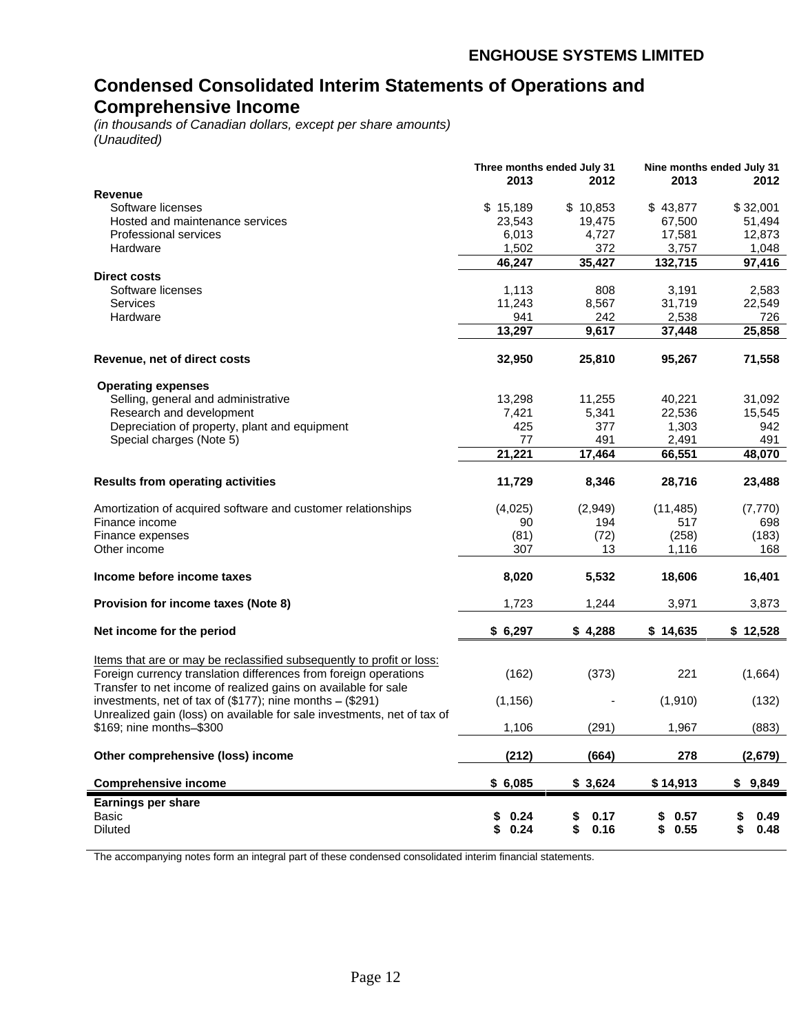**ENGHOUSE SYSTEMS LIMITED**

# Condensed Consolidated Interim Statements of Operations and Comprehensive Income

*(in thousands of Canadian dollars, except per share amounts)*
*(Unaudited)*

| | Three months ended July 31 | | Nine months ended July 31 | |
|---|---|---|---|---|
| | 2013 | 2012 | 2013 | 2012 |
| **Revenue** | | | | |
| Software licenses | $ 15,189 | $ 10,853 | $ 43,877 | $ 32,001 |
| Hosted and maintenance services | 23,543 | 19,475 | 67,500 | 51,494 |
| Professional services | 6,013 | 4,727 | 17,581 | 12,873 |
| Hardware | 1,502 | 372 | 3,757 | 1,048 |
| | **46,247** | **35,427** | **132,715** | **97,416** |
| **Direct costs** | | | | |
| Software licenses | 1,113 | 808 | 3,191 | 2,583 |
| Services | 11,243 | 8,567 | 31,719 | 22,549 |
| Hardware | 941 | 242 | 2,538 | 726 |
| | **13,297** | **9,617** | **37,448** | **25,858** |
| **Revenue, net of direct costs** | **32,950** | **25,810** | **95,267** | **71,558** |
| **Operating expenses** | | | | |
| Selling, general and administrative | 13,298 | 11,255 | 40,221 | 31,092 |
| Research and development | 7,421 | 5,341 | 22,536 | 15,545 |
| Depreciation of property, plant and equipment | 425 | 377 | 1,303 | 942 |
| Special charges (Note 5) | 77 | 491 | 2,491 | 491 |
| | **21,221** | **17,464** | **66,551** | **48,070** |
| **Results from operating activities** | **11,729** | **8,346** | **28,716** | **23,488** |
| Amortization of acquired software and customer relationships | (4,025) | (2,949) | (11,485) | (7,770) |
| Finance income | 90 | 194 | 517 | 698 |
| Finance expenses | (81) | (72) | (258) | (183) |
| Other income | 307 | 13 | 1,116 | 168 |
| **Income before income taxes** | **8,020** | **5,532** | **18,606** | **16,401** |
| **Provision for income taxes (Note 8)** | 1,723 | 1,244 | 3,971 | 3,873 |
| **Net income for the period** | **$ 6,297** | **$ 4,288** | **$ 14,635** | **$ 12,528** |
| Items that are or may be reclassified subsequently to profit or loss: | | | | |
| Foreign currency translation differences from foreign operations | (162) | (373) | 221 | (1,664) |
| Transfer to net income of realized gains on available for sale investments, net of tax of ($177); nine months – ($291) | (1,156) | - | (1,910) | (132) |
| Unrealized gain (loss) on available for sale investments, net of tax of $169; nine months–$300 | 1,106 | (291) | 1,967 | (883) |
| **Other comprehensive (loss) income** | **(212)** | **(664)** | **278** | **(2,679)** |
| **Comprehensive income** | **$ 6,085** | **$ 3,624** | **$ 14,913** | **$ 9,849** |
| **Earnings per share** | | | | |
| Basic | **$ 0.24** | **$ 0.17** | **$ 0.57** | **$ 0.49** |
| Diluted | **$ 0.24** | **$ 0.16** | **$ 0.55** | **$ 0.48** |

The accompanying notes form an integral part of these condensed consolidated interim financial statements.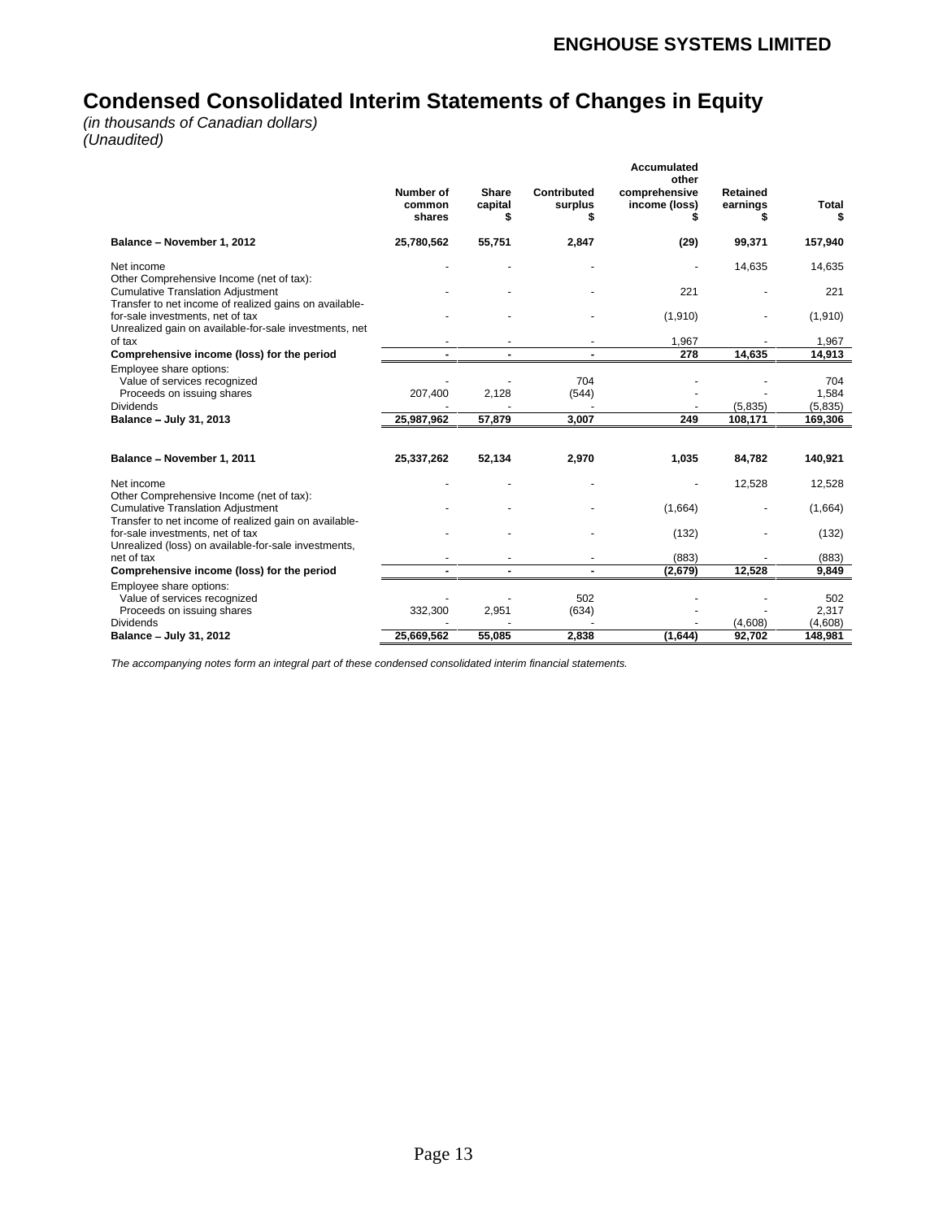# Condensed Consolidated Interim Statements of Changes in Equity

*(in thousands of Canadian dollars)*
*(Unaudited)*

| | Number of common shares | Share capital $ | Contributed surplus $ | Accumulated other comprehensive income (loss) $ | Retained earnings $ | Total $ |
|---|---|---|---|---|---|---|
| **Balance – November 1, 2012** | **25,780,562** | **55,751** | **2,847** | **(29)** | **99,371** | **157,940** |
| Net income | - | - | - | - | 14,635 | 14,635 |
| Other Comprehensive Income (net of tax): | | | | | | |
| Cumulative Translation Adjustment | - | - | - | 221 | - | 221 |
| Transfer to net income of realized gains on available-for-sale investments, net of tax | - | - | - | (1,910) | - | (1,910) |
| Unrealized gain on available-for-sale investments, net of tax | - | - | - | 1,967 | - | 1,967 |
| **Comprehensive income (loss) for the period** | **-** | **-** | **-** | **278** | **14,635** | **14,913** |
| Employee share options: | | | | | | |
| Value of services recognized | - | - | 704 | - | - | 704 |
| Proceeds on issuing shares | 207,400 | 2,128 | (544) | - | - | 1,584 |
| Dividends | - | - | - | - | (5,835) | (5,835) |
| **Balance – July 31, 2013** | **25,987,962** | **57,879** | **3,007** | **249** | **108,171** | **169,306** |
| | | | | | | |
| **Balance – November 1, 2011** | **25,337,262** | **52,134** | **2,970** | **1,035** | **84,782** | **140,921** |
| Net income | - | - | - | - | 12,528 | 12,528 |
| Other Comprehensive Income (net of tax): | | | | | | |
| Cumulative Translation Adjustment | - | - | - | (1,664) | - | (1,664) |
| Transfer to net income of realized gain on available-for-sale investments, net of tax | - | - | - | (132) | - | (132) |
| Unrealized (loss) on available-for-sale investments, net of tax | - | - | - | (883) | - | (883) |
| **Comprehensive income (loss) for the period** | **-** | **-** | **-** | **(2,679)** | **12,528** | **9,849** |
| Employee share options: | | | | | | |
| Value of services recognized | - | - | 502 | - | - | 502 |
| Proceeds on issuing shares | 332,300 | 2,951 | (634) | - | - | 2,317 |
| Dividends | - | - | - | - | (4,608) | (4,608) |
| **Balance – July 31, 2012** | **25,669,562** | **55,085** | **2,838** | **(1,644)** | **92,702** | **148,981** |

*The accompanying notes form an integral part of these condensed consolidated interim financial statements.*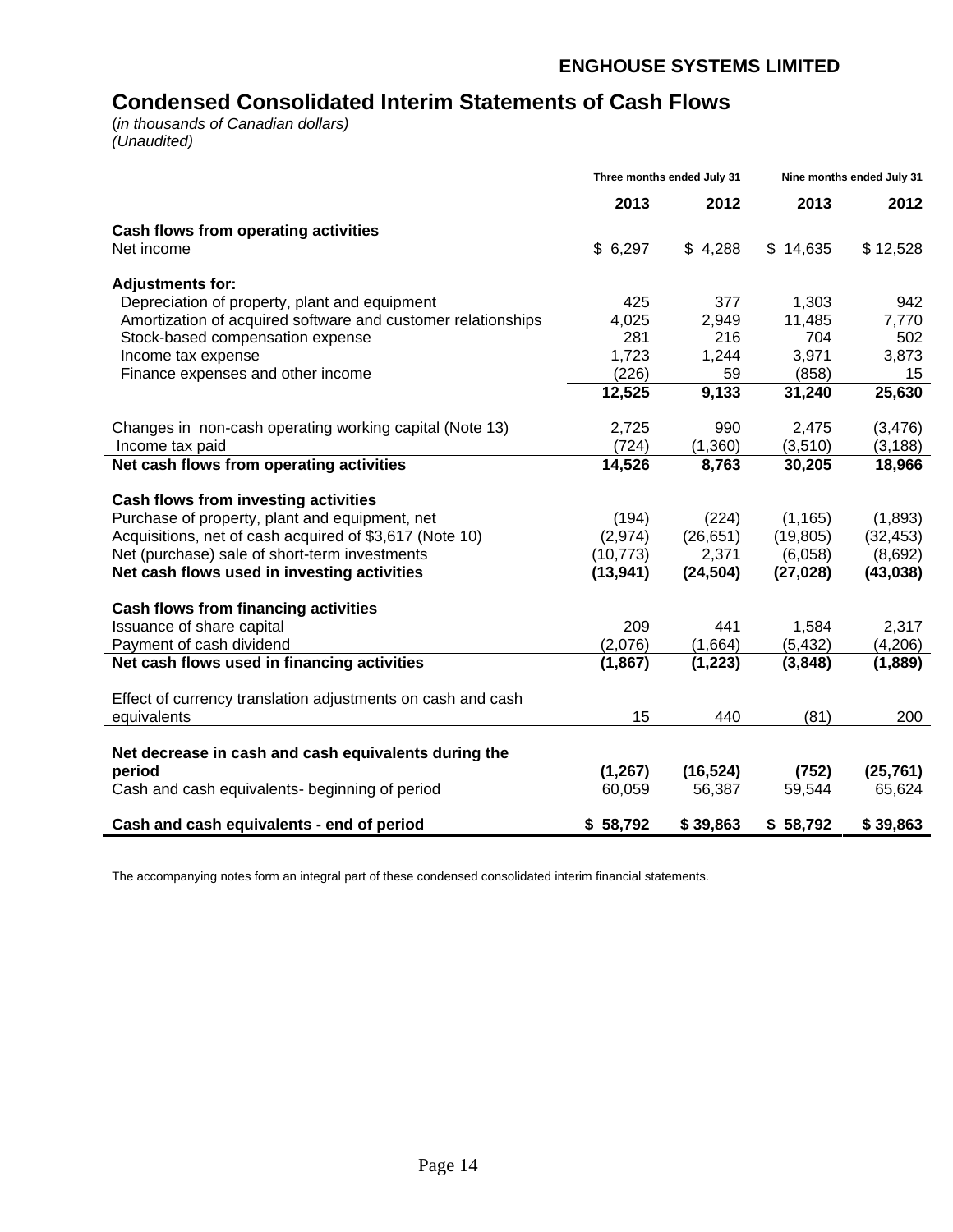**ENGHOUSE SYSTEMS LIMITED**

# Condensed Consolidated Interim Statements of Cash Flows

(*in thousands of Canadian dollars)*
*(Unaudited)*

| | Three months ended July 31 | | Nine months ended July 31 | |
|---|---|---|---|---|
| | **2013** | **2012** | **2013** | **2012** |
| **Cash flows from operating activities** | | | | |
| Net income | $ 6,297 | $ 4,288 | $ 14,635 | $ 12,528 |
| **Adjustments for:** | | | | |
| Depreciation of property, plant and equipment | 425 | 377 | 1,303 | 942 |
| Amortization of acquired software and customer relationships | 4,025 | 2,949 | 11,485 | 7,770 |
| Stock-based compensation expense | 281 | 216 | 704 | 502 |
| Income tax expense | 1,723 | 1,244 | 3,971 | 3,873 |
| Finance expenses and other income | (226) | 59 | (858) | 15 |
| | **12,525** | **9,133** | **31,240** | **25,630** |
| Changes in non-cash operating working capital (Note 13) | 2,725 | 990 | 2,475 | (3,476) |
| Income tax paid | (724) | (1,360) | (3,510) | (3,188) |
| **Net cash flows from operating activities** | **14,526** | **8,763** | **30,205** | **18,966** |
| **Cash flows from investing activities** | | | | |
| Purchase of property, plant and equipment, net | (194) | (224) | (1,165) | (1,893) |
| Acquisitions, net of cash acquired of $3,617 (Note 10) | (2,974) | (26,651) | (19,805) | (32,453) |
| Net (purchase) sale of short-term investments | (10,773) | 2,371 | (6,058) | (8,692) |
| **Net cash flows used in investing activities** | **(13,941)** | **(24,504)** | **(27,028)** | **(43,038)** |
| **Cash flows from financing activities** | | | | |
| Issuance of share capital | 209 | 441 | 1,584 | 2,317 |
| Payment of cash dividend | (2,076) | (1,664) | (5,432) | (4,206) |
| **Net cash flows used in financing activities** | **(1,867)** | **(1,223)** | **(3,848)** | **(1,889)** |
| Effect of currency translation adjustments on cash and cash equivalents | 15 | 440 | (81) | 200 |
| **Net decrease in cash and cash equivalents during the period** | **(1,267)** | **(16,524)** | **(752)** | **(25,761)** |
| Cash and cash equivalents- beginning of period | 60,059 | 56,387 | 59,544 | 65,624 |
| **Cash and cash equivalents - end of period** | **$ 58,792** | **$ 39,863** | **$ 58,792** | **$ 39,863** |

The accompanying notes form an integral part of these condensed consolidated interim financial statements.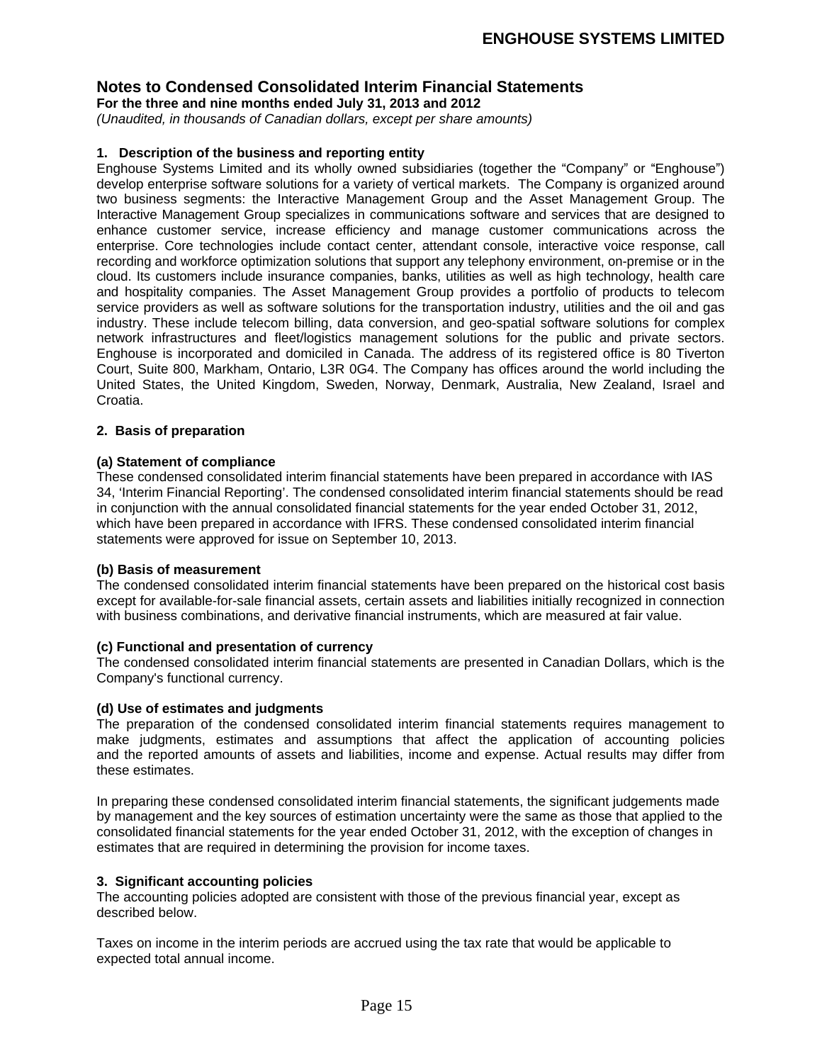# Notes to Condensed Consolidated Interim Financial Statements

**For the three and nine months ended July 31, 2013 and 2012**

*(Unaudited, in thousands of Canadian dollars, except per share amounts)*

### 1. Description of the business and reporting entity

Enghouse Systems Limited and its wholly owned subsidiaries (together the "Company" or "Enghouse") develop enterprise software solutions for a variety of vertical markets. The Company is organized around two business segments: the Interactive Management Group and the Asset Management Group. The Interactive Management Group specializes in communications software and services that are designed to enhance customer service, increase efficiency and manage customer communications across the enterprise. Core technologies include contact center, attendant console, interactive voice response, call recording and workforce optimization solutions that support any telephony environment, on-premise or in the cloud. Its customers include insurance companies, banks, utilities as well as high technology, health care and hospitality companies. The Asset Management Group provides a portfolio of products to telecom service providers as well as software solutions for the transportation industry, utilities and the oil and gas industry. These include telecom billing, data conversion, and geo-spatial software solutions for complex network infrastructures and fleet/logistics management solutions for the public and private sectors. Enghouse is incorporated and domiciled in Canada. The address of its registered office is 80 Tiverton Court, Suite 800, Markham, Ontario, L3R 0G4. The Company has offices around the world including the United States, the United Kingdom, Sweden, Norway, Denmark, Australia, New Zealand, Israel and Croatia.

### 2. Basis of preparation

**(a) Statement of compliance**

These condensed consolidated interim financial statements have been prepared in accordance with IAS 34, 'Interim Financial Reporting'. The condensed consolidated interim financial statements should be read in conjunction with the annual consolidated financial statements for the year ended October 31, 2012, which have been prepared in accordance with IFRS. These condensed consolidated interim financial statements were approved for issue on September 10, 2013.

**(b) Basis of measurement**

The condensed consolidated interim financial statements have been prepared on the historical cost basis except for available-for-sale financial assets, certain assets and liabilities initially recognized in connection with business combinations, and derivative financial instruments, which are measured at fair value.

**(c) Functional and presentation of currency**

The condensed consolidated interim financial statements are presented in Canadian Dollars, which is the Company's functional currency.

**(d) Use of estimates and judgments**

The preparation of the condensed consolidated interim financial statements requires management to make judgments, estimates and assumptions that affect the application of accounting policies and the reported amounts of assets and liabilities, income and expense. Actual results may differ from these estimates.

In preparing these condensed consolidated interim financial statements, the significant judgements made by management and the key sources of estimation uncertainty were the same as those that applied to the consolidated financial statements for the year ended October 31, 2012, with the exception of changes in estimates that are required in determining the provision for income taxes.

### 3. Significant accounting policies

The accounting policies adopted are consistent with those of the previous financial year, except as described below.

Taxes on income in the interim periods are accrued using the tax rate that would be applicable to expected total annual income.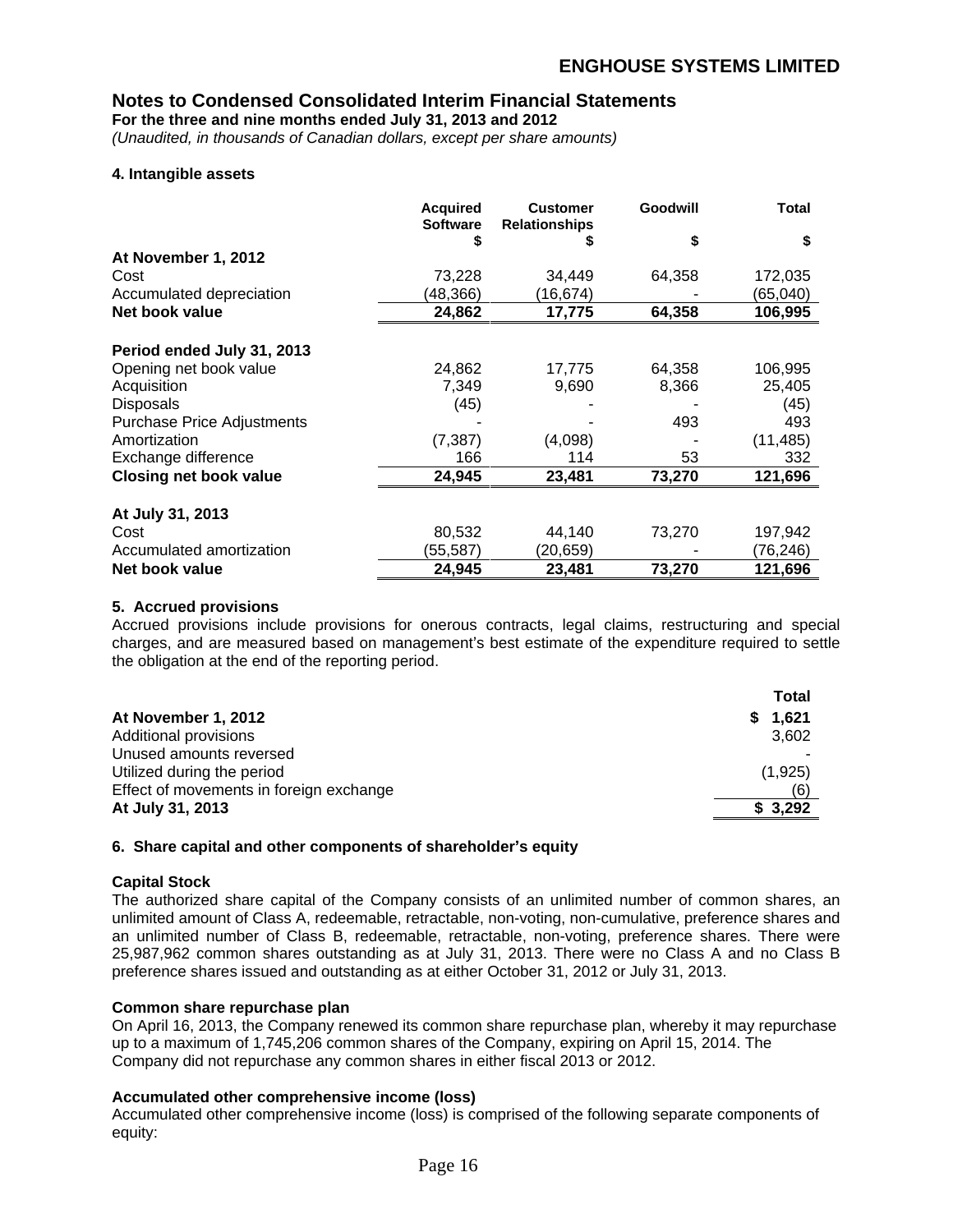## Notes to Condensed Consolidated Interim Financial Statements

**For the three and nine months ended July 31, 2013 and 2012**

*(Unaudited, in thousands of Canadian dollars, except per share amounts)*

### 4. Intangible assets

| | Acquired Software $ | Customer Relationships $ | Goodwill $ | Total $ |
|---|---|---|---|---|
| **At November 1, 2012** | | | | |
| Cost | 73,228 | 34,449 | 64,358 | 172,035 |
| Accumulated depreciation | (48,366) | (16,674) | - | (65,040) |
| **Net book value** | **24,862** | **17,775** | **64,358** | **106,995** |
| **Period ended July 31, 2013** | | | | |
| Opening net book value | 24,862 | 17,775 | 64,358 | 106,995 |
| Acquisition | 7,349 | 9,690 | 8,366 | 25,405 |
| Disposals | (45) | - | - | (45) |
| Purchase Price Adjustments | - | - | 493 | 493 |
| Amortization | (7,387) | (4,098) | - | (11,485) |
| Exchange difference | 166 | 114 | 53 | 332 |
| **Closing net book value** | **24,945** | **23,481** | **73,270** | **121,696** |
| **At July 31, 2013** | | | | |
| Cost | 80,532 | 44,140 | 73,270 | 197,942 |
| Accumulated amortization | (55,587) | (20,659) | - | (76,246) |
| **Net book value** | **24,945** | **23,481** | **73,270** | **121,696** |

### 5. Accrued provisions

Accrued provisions include provisions for onerous contracts, legal claims, restructuring and special charges, and are measured based on management's best estimate of the expenditure required to settle the obligation at the end of the reporting period.

| | Total |
|---|---|
| **At November 1, 2012** | **$ 1,621** |
| Additional provisions | 3,602 |
| Unused amounts reversed | - |
| Utilized during the period | (1,925) |
| Effect of movements in foreign exchange | (6) |
| **At July 31, 2013** | **$ 3,292** |

### 6. Share capital and other components of shareholder's equity

**Capital Stock**

The authorized share capital of the Company consists of an unlimited number of common shares, an unlimited amount of Class A, redeemable, retractable, non-voting, non-cumulative, preference shares and an unlimited number of Class B, redeemable, retractable, non-voting, preference shares. There were 25,987,962 common shares outstanding as at July 31, 2013. There were no Class A and no Class B preference shares issued and outstanding as at either October 31, 2012 or July 31, 2013.

**Common share repurchase plan**

On April 16, 2013, the Company renewed its common share repurchase plan, whereby it may repurchase up to a maximum of 1,745,206 common shares of the Company, expiring on April 15, 2014. The Company did not repurchase any common shares in either fiscal 2013 or 2012.

**Accumulated other comprehensive income (loss)**

Accumulated other comprehensive income (loss) is comprised of the following separate components of equity: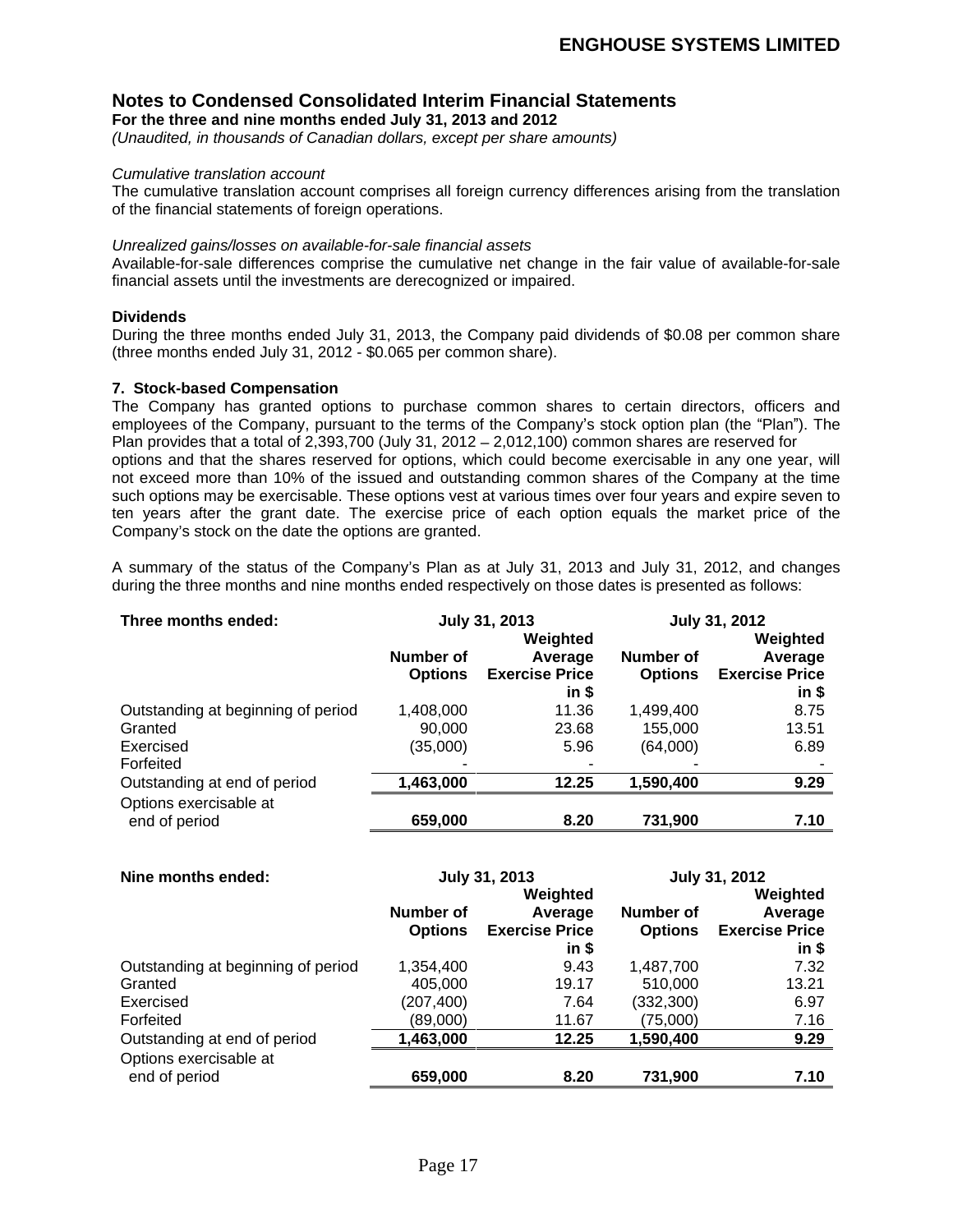## Notes to Condensed Consolidated Interim Financial Statements

**For the three and nine months ended July 31, 2013 and 2012**

*(Unaudited, in thousands of Canadian dollars, except per share amounts)*

*Cumulative translation account*

The cumulative translation account comprises all foreign currency differences arising from the translation of the financial statements of foreign operations.

*Unrealized gains/losses on available-for-sale financial assets*

Available-for-sale differences comprise the cumulative net change in the fair value of available-for-sale financial assets until the investments are derecognized or impaired.

**Dividends**

During the three months ended July 31, 2013, the Company paid dividends of $0.08 per common share (three months ended July 31, 2012 - $0.065 per common share).

**7. Stock-based Compensation**

The Company has granted options to purchase common shares to certain directors, officers and employees of the Company, pursuant to the terms of the Company's stock option plan (the "Plan"). The Plan provides that a total of 2,393,700 (July 31, 2012 – 2,012,100) common shares are reserved for options and that the shares reserved for options, which could become exercisable in any one year, will not exceed more than 10% of the issued and outstanding common shares of the Company at the time such options may be exercisable. These options vest at various times over four years and expire seven to ten years after the grant date. The exercise price of each option equals the market price of the Company's stock on the date the options are granted.

A summary of the status of the Company's Plan as at July 31, 2013 and July 31, 2012, and changes during the three months and nine months ended respectively on those dates is presented as follows:

| **Three months ended:** | **July 31, 2013** | | **July 31, 2012** | |
|---|---|---|---|---|
| | **Number of Options** | **Weighted Average Exercise Price in $** | **Number of Options** | **Weighted Average Exercise Price in $** |
| Outstanding at beginning of period | 1,408,000 | 11.36 | 1,499,400 | 8.75 |
| Granted | 90,000 | 23.68 | 155,000 | 13.51 |
| Exercised | (35,000) | 5.96 | (64,000) | 6.89 |
| Forfeited | - | - | - | - |
| Outstanding at end of period | **1,463,000** | **12.25** | **1,590,400** | **9.29** |
| Options exercisable at end of period | **659,000** | **8.20** | **731,900** | **7.10** |

| **Nine months ended:** | **July 31, 2013** | | **July 31, 2012** | |
|---|---|---|---|---|
| | **Number of Options** | **Weighted Average Exercise Price in $** | **Number of Options** | **Weighted Average Exercise Price in $** |
| Outstanding at beginning of period | 1,354,400 | 9.43 | 1,487,700 | 7.32 |
| Granted | 405,000 | 19.17 | 510,000 | 13.21 |
| Exercised | (207,400) | 7.64 | (332,300) | 6.97 |
| Forfeited | (89,000) | 11.67 | (75,000) | 7.16 |
| Outstanding at end of period | **1,463,000** | **12.25** | **1,590,400** | **9.29** |
| Options exercisable at end of period | **659,000** | **8.20** | **731,900** | **7.10** |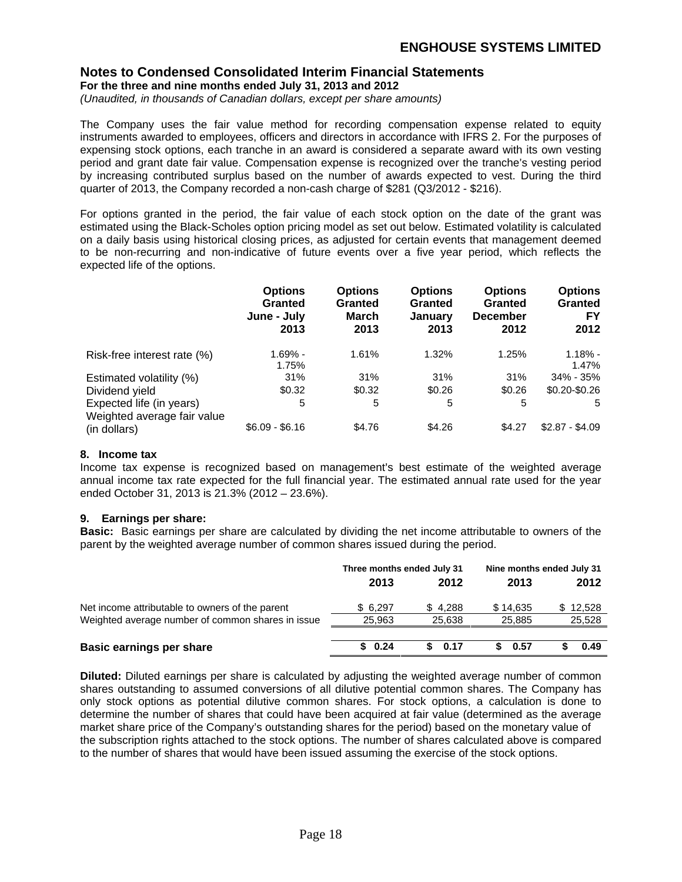The Company uses the fair value method for recording compensation expense related to equity instruments awarded to employees, officers and directors in accordance with IFRS 2. For the purposes of expensing stock options, each tranche in an award is considered a separate award with its own vesting period and grant date fair value. Compensation expense is recognized over the tranche's vesting period by increasing contributed surplus based on the number of awards expected to vest. During the third quarter of 2013, the Company recorded a non-cash charge of $281 (Q3/2012 - $216).

For options granted in the period, the fair value of each stock option on the date of the grant was estimated using the Black-Scholes option pricing model as set out below. Estimated volatility is calculated on a daily basis using historical closing prices, as adjusted for certain events that management deemed to be non-recurring and non-indicative of future events over a five year period, which reflects the expected life of the options.

| | Options Granted June - July 2013 | Options Granted March 2013 | Options Granted January 2013 | Options Granted December 2012 | Options Granted FY 2012 |
|---|---|---|---|---|---|
| Risk-free interest rate (%) | 1.69% - 1.75% | 1.61% | 1.32% | 1.25% | 1.18% - 1.47% |
| Estimated volatility (%) | 31% | 31% | 31% | 31% | 34% - 35% |
| Dividend yield | $0.32 | $0.32 | $0.26 | $0.26 | $0.20-$0.26 |
| Expected life (in years) | 5 | 5 | 5 | 5 | 5 |
| Weighted average fair value (in dollars) | $6.09 - $6.16 | $4.76 | $4.26 | $4.27 | $2.87 - $4.09 |

**8. Income tax**

Income tax expense is recognized based on management's best estimate of the weighted average annual income tax rate expected for the full financial year. The estimated annual rate used for the year ended October 31, 2013 is 21.3% (2012 – 23.6%).

**9. Earnings per share:**

**Basic:** Basic earnings per share are calculated by dividing the net income attributable to owners of the parent by the weighted average number of common shares issued during the period.

| | Three months ended July 31 | | Nine months ended July 31 | |
|---|---|---|---|---|
| | 2013 | 2012 | 2013 | 2012 |
| Net income attributable to owners of the parent | $ 6,297 | $ 4,288 | $ 14,635 | $ 12,528 |
| Weighted average number of common shares in issue | 25,963 | 25,638 | 25,885 | 25,528 |
| **Basic earnings per share** | **$ 0.24** | **$ 0.17** | **$ 0.57** | **$ 0.49** |

**Diluted:** Diluted earnings per share is calculated by adjusting the weighted average number of common shares outstanding to assumed conversions of all dilutive potential common shares. The Company has only stock options as potential dilutive common shares. For stock options, a calculation is done to determine the number of shares that could have been acquired at fair value (determined as the average market share price of the Company's outstanding shares for the period) based on the monetary value of the subscription rights attached to the stock options. The number of shares calculated above is compared to the number of shares that would have been issued assuming the exercise of the stock options.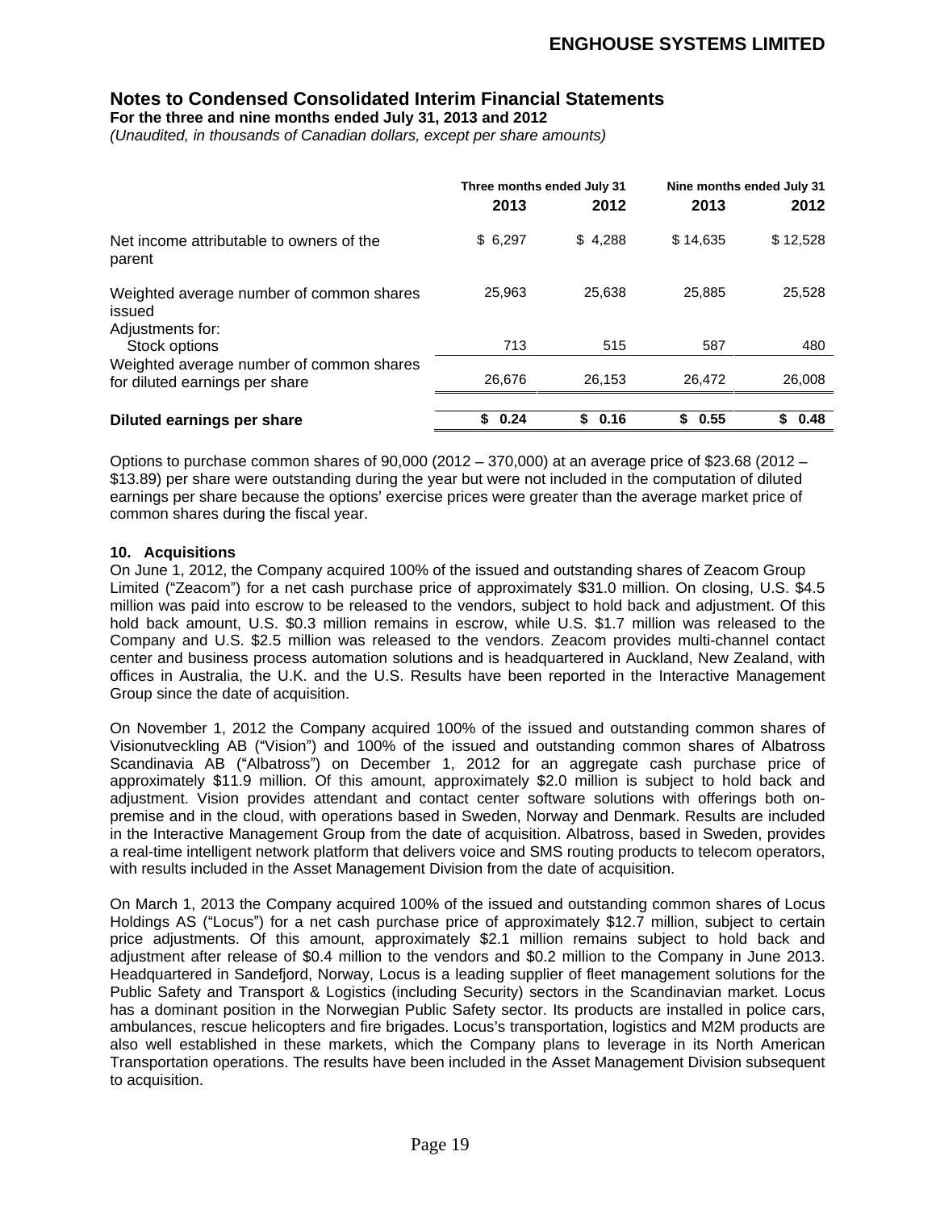# Notes to Condensed Consolidated Interim Financial Statements

**For the three and nine months ended July 31, 2013 and 2012**

*(Unaudited, in thousands of Canadian dollars, except per share amounts)*

| | Three months ended July 31 | | Nine months ended July 31 | |
|---|---|---|---|---|
| | **2013** | **2012** | **2013** | **2012** |
| Net income attributable to owners of the parent | $ 6,297 | $ 4,288 | $ 14,635 | $ 12,528 |
| Weighted average number of common shares issued | 25,963 | 25,638 | 25,885 | 25,528 |
| Adjustments for: | | | | |
| Stock options | 713 | 515 | 587 | 480 |
| Weighted average number of common shares for diluted earnings per share | 26,676 | 26,153 | 26,472 | 26,008 |
| **Diluted earnings per share** | **$ 0.24** | **$ 0.16** | **$ 0.55** | **$ 0.48** |

Options to purchase common shares of 90,000 (2012 – 370,000) at an average price of $23.68 (2012 – $13.89) per share were outstanding during the year but were not included in the computation of diluted earnings per share because the options' exercise prices were greater than the average market price of common shares during the fiscal year.

## 10. Acquisitions

On June 1, 2012, the Company acquired 100% of the issued and outstanding shares of Zeacom Group Limited ("Zeacom") for a net cash purchase price of approximately $31.0 million. On closing, U.S. $4.5 million was paid into escrow to be released to the vendors, subject to hold back and adjustment. Of this hold back amount, U.S. $0.3 million remains in escrow, while U.S. $1.7 million was released to the Company and U.S. $2.5 million was released to the vendors. Zeacom provides multi-channel contact center and business process automation solutions and is headquartered in Auckland, New Zealand, with offices in Australia, the U.K. and the U.S. Results have been reported in the Interactive Management Group since the date of acquisition.

On November 1, 2012 the Company acquired 100% of the issued and outstanding common shares of Visionutveckling AB ("Vision") and 100% of the issued and outstanding common shares of Albatross Scandinavia AB ("Albatross") on December 1, 2012 for an aggregate cash purchase price of approximately $11.9 million. Of this amount, approximately $2.0 million is subject to hold back and adjustment. Vision provides attendant and contact center software solutions with offerings both on-premise and in the cloud, with operations based in Sweden, Norway and Denmark. Results are included in the Interactive Management Group from the date of acquisition. Albatross, based in Sweden, provides a real-time intelligent network platform that delivers voice and SMS routing products to telecom operators, with results included in the Asset Management Division from the date of acquisition.

On March 1, 2013 the Company acquired 100% of the issued and outstanding common shares of Locus Holdings AS ("Locus") for a net cash purchase price of approximately $12.7 million, subject to certain price adjustments. Of this amount, approximately $2.1 million remains subject to hold back and adjustment after release of $0.4 million to the vendors and $0.2 million to the Company in June 2013. Headquartered in Sandefjord, Norway, Locus is a leading supplier of fleet management solutions for the Public Safety and Transport & Logistics (including Security) sectors in the Scandinavian market. Locus has a dominant position in the Norwegian Public Safety sector. Its products are installed in police cars, ambulances, rescue helicopters and fire brigades. Locus's transportation, logistics and M2M products are also well established in these markets, which the Company plans to leverage in its North American Transportation operations. The results have been included in the Asset Management Division subsequent to acquisition.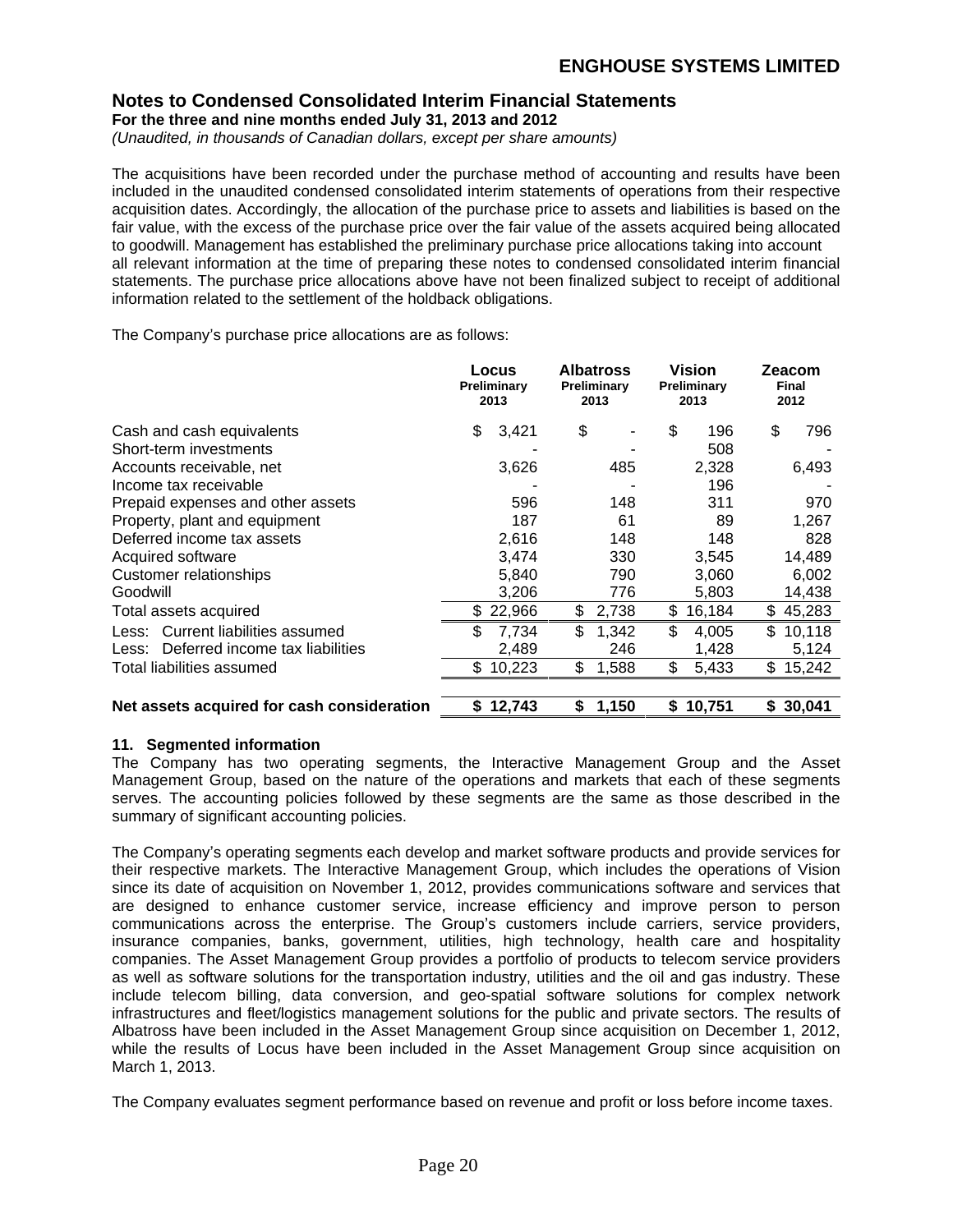The acquisitions have been recorded under the purchase method of accounting and results have been included in the unaudited condensed consolidated interim statements of operations from their respective acquisition dates. Accordingly, the allocation of the purchase price to assets and liabilities is based on the fair value, with the excess of the purchase price over the fair value of the assets acquired being allocated to goodwill. Management has established the preliminary purchase price allocations taking into account all relevant information at the time of preparing these notes to condensed consolidated interim financial statements. The purchase price allocations above have not been finalized subject to receipt of additional information related to the settlement of the holdback obligations.

The Company's purchase price allocations are as follows:

| | Locus Preliminary 2013 | Albatross Preliminary 2013 | Vision Preliminary 2013 | Zeacom Final 2012 |
|---|---|---|---|---|
| Cash and cash equivalents | $ 3,421 | $ - | $ 196 | $ 796 |
| Short-term investments | - | - | 508 | - |
| Accounts receivable, net | 3,626 | 485 | 2,328 | 6,493 |
| Income tax receivable | - | - | 196 | - |
| Prepaid expenses and other assets | 596 | 148 | 311 | 970 |
| Property, plant and equipment | 187 | 61 | 89 | 1,267 |
| Deferred income tax assets | 2,616 | 148 | 148 | 828 |
| Acquired software | 3,474 | 330 | 3,545 | 14,489 |
| Customer relationships | 5,840 | 790 | 3,060 | 6,002 |
| Goodwill | 3,206 | 776 | 5,803 | 14,438 |
| Total assets acquired | $ 22,966 | $ 2,738 | $ 16,184 | $ 45,283 |
| Less: Current liabilities assumed | $ 7,734 | $ 1,342 | $ 4,005 | $ 10,118 |
| Less: Deferred income tax liabilities | 2,489 | 246 | 1,428 | 5,124 |
| Total liabilities assumed | $ 10,223 | $ 1,588 | $ 5,433 | $ 15,242 |
| **Net assets acquired for cash consideration** | **$ 12,743** | **$ 1,150** | **$ 10,751** | **$ 30,041** |

**11. Segmented information**

The Company has two operating segments, the Interactive Management Group and the Asset Management Group, based on the nature of the operations and markets that each of these segments serves. The accounting policies followed by these segments are the same as those described in the summary of significant accounting policies.

The Company's operating segments each develop and market software products and provide services for their respective markets. The Interactive Management Group, which includes the operations of Vision since its date of acquisition on November 1, 2012, provides communications software and services that are designed to enhance customer service, increase efficiency and improve person to person communications across the enterprise. The Group's customers include carriers, service providers, insurance companies, banks, government, utilities, high technology, health care and hospitality companies. The Asset Management Group provides a portfolio of products to telecom service providers as well as software solutions for the transportation industry, utilities and the oil and gas industry. These include telecom billing, data conversion, and geo-spatial software solutions for complex network infrastructures and fleet/logistics management solutions for the public and private sectors. The results of Albatross have been included in the Asset Management Group since acquisition on December 1, 2012, while the results of Locus have been included in the Asset Management Group since acquisition on March 1, 2013.

The Company evaluates segment performance based on revenue and profit or loss before income taxes.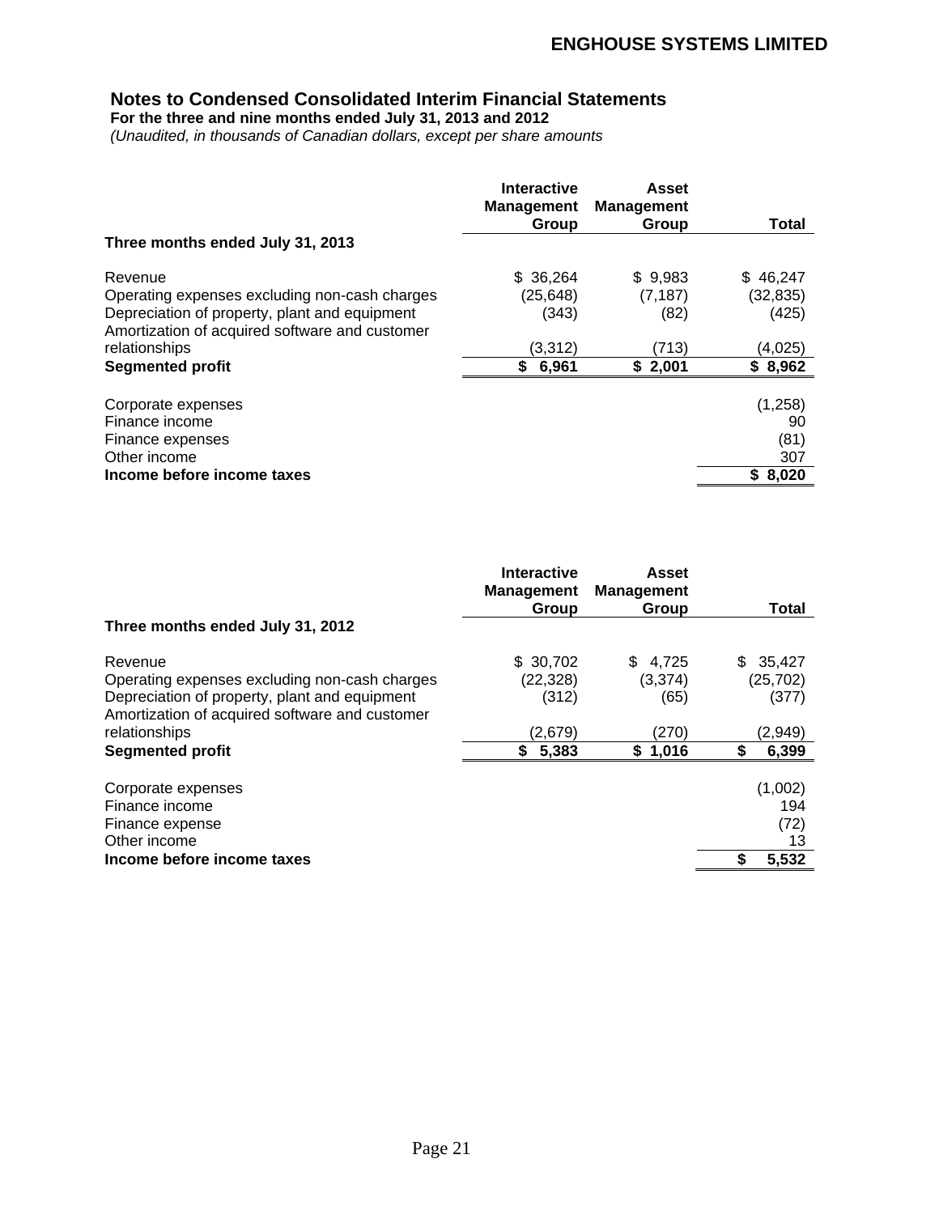## Notes to Condensed Consolidated Interim Financial Statements

**For the three and nine months ended July 31, 2013 and 2012**

*(Unaudited, in thousands of Canadian dollars, except per share amounts*

| | Interactive Management Group | Asset Management Group | Total |
|---|---|---|---|
| **Three months ended July 31, 2013** | | | |
| Revenue | $ 36,264 | $ 9,983 | $ 46,247 |
| Operating expenses excluding non-cash charges | (25,648) | (7,187) | (32,835) |
| Depreciation of property, plant and equipment | (343) | (82) | (425) |
| Amortization of acquired software and customer relationships | (3,312) | (713) | (4,025) |
| **Segmented profit** | **$ 6,961** | **$ 2,001** | **$ 8,962** |
| Corporate expenses | | | (1,258) |
| Finance income | | | 90 |
| Finance expenses | | | (81) |
| Other income | | | 307 |
| **Income before income taxes** | | | **$ 8,020** |

| | Interactive Management Group | Asset Management Group | Total |
|---|---|---|---|
| **Three months ended July 31, 2012** | | | |
| Revenue | $ 30,702 | $ 4,725 | $ 35,427 |
| Operating expenses excluding non-cash charges | (22,328) | (3,374) | (25,702) |
| Depreciation of property, plant and equipment | (312) | (65) | (377) |
| Amortization of acquired software and customer relationships | (2,679) | (270) | (2,949) |
| **Segmented profit** | **$ 5,383** | **$ 1,016** | **$ 6,399** |
| Corporate expenses | | | (1,002) |
| Finance income | | | 194 |
| Finance expense | | | (72) |
| Other income | | | 13 |
| **Income before income taxes** | | | **$ 5,532** |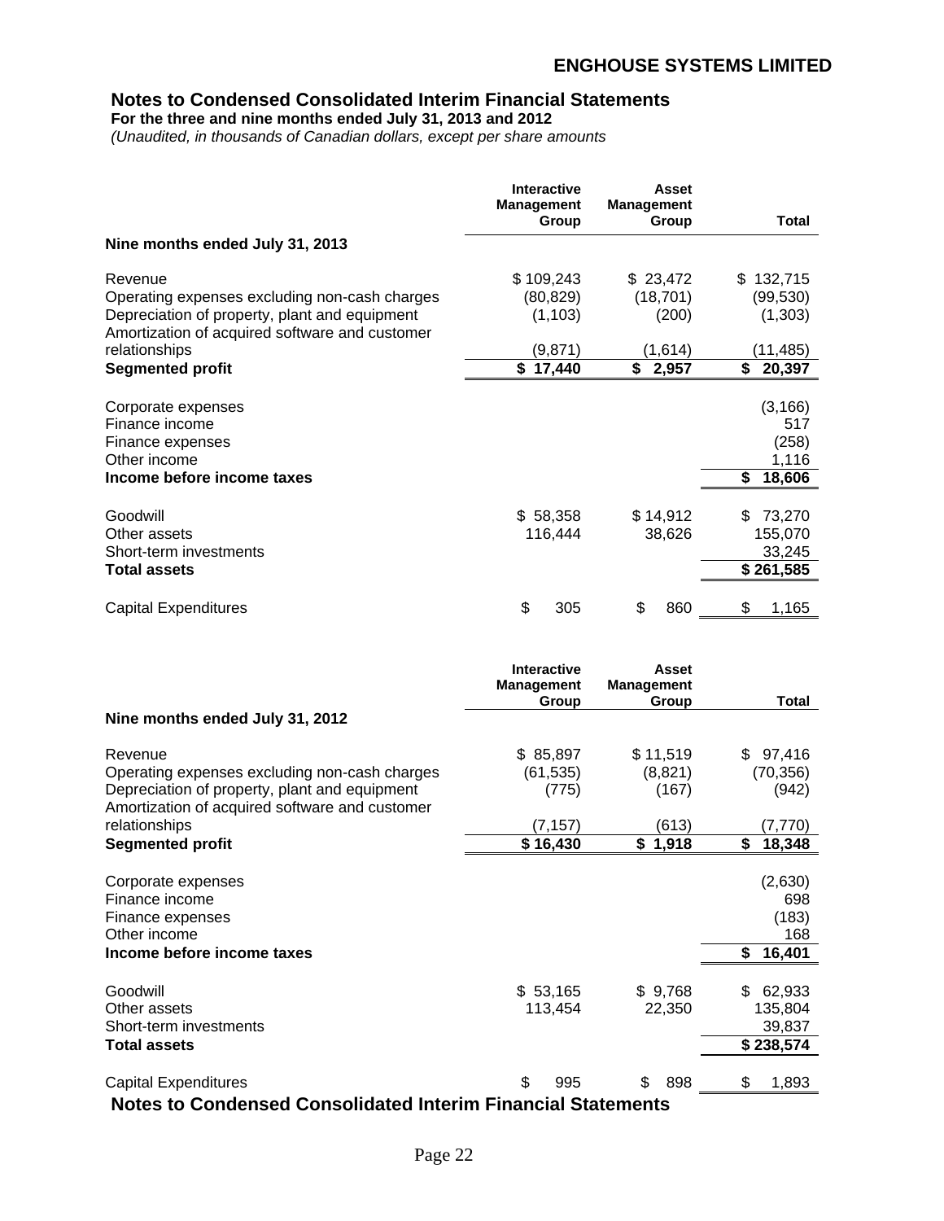## Notes to Condensed Consolidated Interim Financial Statements

**For the three and nine months ended July 31, 2013 and 2012**

*(Unaudited, in thousands of Canadian dollars, except per share amounts*

| | Interactive Management Group | Asset Management Group | Total |
|---|---|---|---|
| **Nine months ended July 31, 2013** | | | |
| Revenue | $ 109,243 | $ 23,472 | $ 132,715 |
| Operating expenses excluding non-cash charges | (80,829) | (18,701) | (99,530) |
| Depreciation of property, plant and equipment | (1,103) | (200) | (1,303) |
| Amortization of acquired software and customer relationships | (9,871) | (1,614) | (11,485) |
| **Segmented profit** | **$ 17,440** | **$ 2,957** | **$ 20,397** |
| Corporate expenses | | | (3,166) |
| Finance income | | | 517 |
| Finance expenses | | | (258) |
| Other income | | | 1,116 |
| **Income before income taxes** | | | **$ 18,606** |
| Goodwill | $ 58,358 | $ 14,912 | $ 73,270 |
| Other assets | 116,444 | 38,626 | 155,070 |
| Short-term investments | | | 33,245 |
| **Total assets** | | | **$ 261,585** |
| Capital Expenditures | $ 305 | $ 860 | $ 1,165 |

| | Interactive Management Group | Asset Management Group | Total |
|---|---|---|---|
| **Nine months ended July 31, 2012** | | | |
| Revenue | $ 85,897 | $ 11,519 | $ 97,416 |
| Operating expenses excluding non-cash charges | (61,535) | (8,821) | (70,356) |
| Depreciation of property, plant and equipment | (775) | (167) | (942) |
| Amortization of acquired software and customer relationships | (7,157) | (613) | (7,770) |
| **Segmented profit** | **$ 16,430** | **$ 1,918** | **$ 18,348** |
| Corporate expenses | | | (2,630) |
| Finance income | | | 698 |
| Finance expenses | | | (183) |
| Other income | | | 168 |
| **Income before income taxes** | | | **$ 16,401** |
| Goodwill | $ 53,165 | $ 9,768 | $ 62,933 |
| Other assets | 113,454 | 22,350 | 135,804 |
| Short-term investments | | | 39,837 |
| **Total assets** | | | **$ 238,574** |
| Capital Expenditures | $ 995 | $ 898 | $ 1,893 |

## Notes to Condensed Consolidated Interim Financial Statements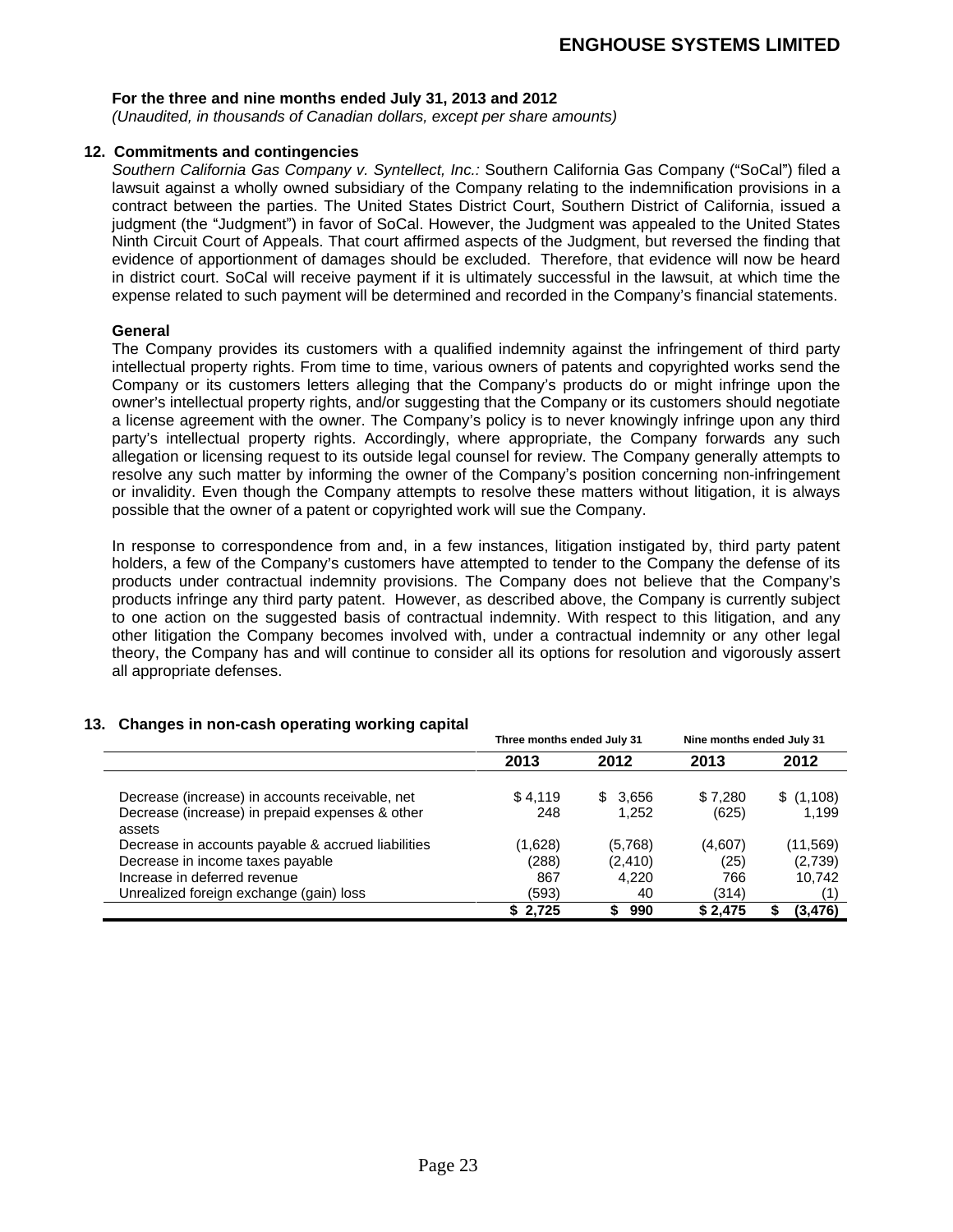**For the three and nine months ended July 31, 2013 and 2012**
*(Unaudited, in thousands of Canadian dollars, except per share amounts)*

## 12. Commitments and contingencies

*Southern California Gas Company v. Syntellect, Inc.:* Southern California Gas Company ("SoCal") filed a lawsuit against a wholly owned subsidiary of the Company relating to the indemnification provisions in a contract between the parties. The United States District Court, Southern District of California, issued a judgment (the "Judgment") in favor of SoCal. However, the Judgment was appealed to the United States Ninth Circuit Court of Appeals. That court affirmed aspects of the Judgment, but reversed the finding that evidence of apportionment of damages should be excluded. Therefore, that evidence will now be heard in district court. SoCal will receive payment if it is ultimately successful in the lawsuit, at which time the expense related to such payment will be determined and recorded in the Company's financial statements.

**General**

The Company provides its customers with a qualified indemnity against the infringement of third party intellectual property rights. From time to time, various owners of patents and copyrighted works send the Company or its customers letters alleging that the Company's products do or might infringe upon the owner's intellectual property rights, and/or suggesting that the Company or its customers should negotiate a license agreement with the owner. The Company's policy is to never knowingly infringe upon any third party's intellectual property rights. Accordingly, where appropriate, the Company forwards any such allegation or licensing request to its outside legal counsel for review. The Company generally attempts to resolve any such matter by informing the owner of the Company's position concerning non-infringement or invalidity. Even though the Company attempts to resolve these matters without litigation, it is always possible that the owner of a patent or copyrighted work will sue the Company.

In response to correspondence from and, in a few instances, litigation instigated by, third party patent holders, a few of the Company's customers have attempted to tender to the Company the defense of its products under contractual indemnity provisions. The Company does not believe that the Company's products infringe any third party patent. However, as described above, the Company is currently subject to one action on the suggested basis of contractual indemnity. With respect to this litigation, and any other litigation the Company becomes involved with, under a contractual indemnity or any other legal theory, the Company has and will continue to consider all its options for resolution and vigorously assert all appropriate defenses.

## 13. Changes in non-cash operating working capital

| | Three months ended July 31 | | Nine months ended July 31 | |
|---|---|---|---|---|
| | **2013** | **2012** | **2013** | **2012** |
| Decrease (increase) in accounts receivable, net | $ 4,119 | $ 3,656 | $ 7,280 | $ (1,108) |
| Decrease (increase) in prepaid expenses & other assets | 248 | 1,252 | (625) | 1,199 |
| Decrease in accounts payable & accrued liabilities | (1,628) | (5,768) | (4,607) | (11,569) |
| Decrease in income taxes payable | (288) | (2,410) | (25) | (2,739) |
| Increase in deferred revenue | 867 | 4,220 | 766 | 10,742 |
| Unrealized foreign exchange (gain) loss | (593) | 40 | (314) | (1) |
| | **$ 2,725** | **$ 990** | **$ 2,475** | **$ (3,476)** |